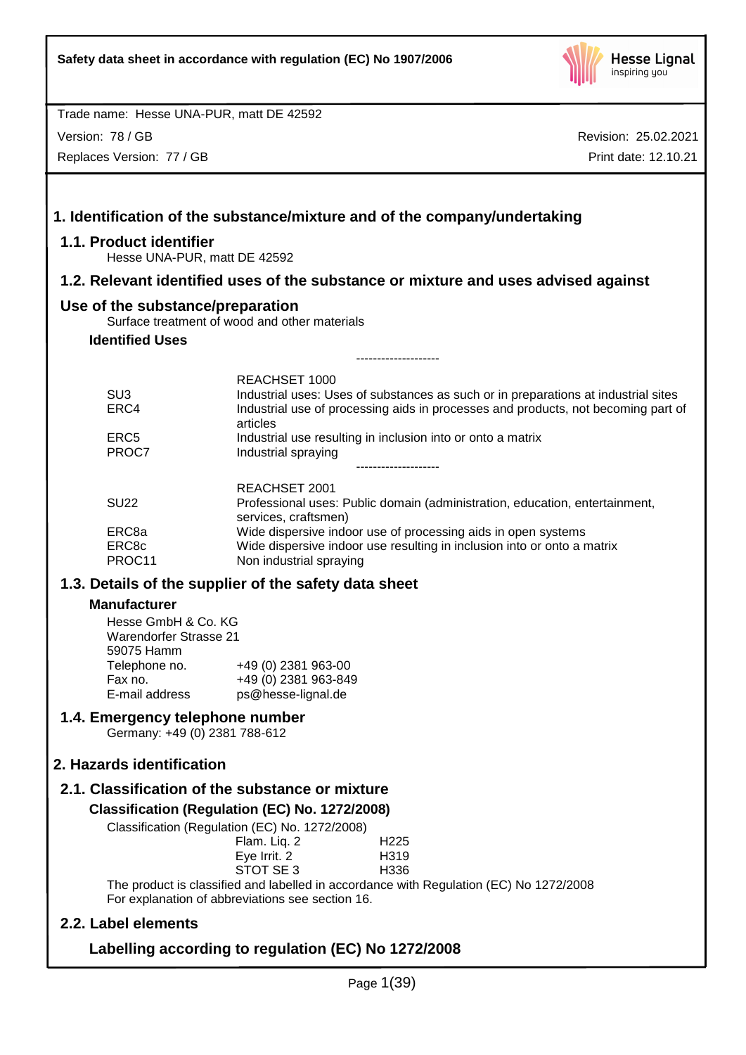Safety data sheet in accordance with regulation (EC) No 1907/2006

Trade name: Hesse UNA-PUR, matt DE 42592

Version: 78 / GB

Replaces Version: 77 / GB

Revision: 25.02.2021

Print date: 12.10.21

# 1. Identification of the substance/mixture and of the company/undertaking

## 1.1. Product identifier

Hesse UNA-PUR, matt DE 42592

## 1.2. Relevant identified uses of the substance or mixture and uses advised against

## Use of the substance/preparation

Surface treatment of wood and other materials

### Identified Uses

--------------------

| | REACHSET 1000 |
|---|---|
| SU3 | Industrial uses: Uses of substances as such or in preparations at industrial sites |
| ERC4 | Industrial use of processing aids in processes and products, not becoming part of articles |
| ERC5 | Industrial use resulting in inclusion into or onto a matrix |
| PROC7 | Industrial spraying |

--------------------

| | REACHSET 2001 |
|---|---|
| SU22 | Professional uses: Public domain (administration, education, entertainment, services, craftsmen) |
| ERC8a | Wide dispersive indoor use of processing aids in open systems |
| ERC8c | Wide dispersive indoor use resulting in inclusion into or onto a matrix |
| PROC11 | Non industrial spraying |

## 1.3. Details of the supplier of the safety data sheet

### Manufacturer

Hesse GmbH & Co. KG
Warendorfer Strasse 21
59075 Hamm

| | |
|---|---|
| Telephone no. | +49 (0) 2381 963-00 |
| Fax no. | +49 (0) 2381 963-849 |
| E-mail address | ps@hesse-lignal.de |

## 1.4. Emergency telephone number

Germany: +49 (0) 2381 788-612

# 2. Hazards identification

## 2.1. Classification of the substance or mixture

### Classification (Regulation (EC) No. 1272/2008)

Classification (Regulation (EC) No. 1272/2008)

| | |
|---|---|
| Flam. Liq. 2 | H225 |
| Eye Irrit. 2 | H319 |
| STOT SE 3 | H336 |

The product is classified and labelled in accordance with Regulation (EC) No 1272/2008
For explanation of abbreviations see section 16.

## 2.2. Label elements

### Labelling according to regulation (EC) No 1272/2008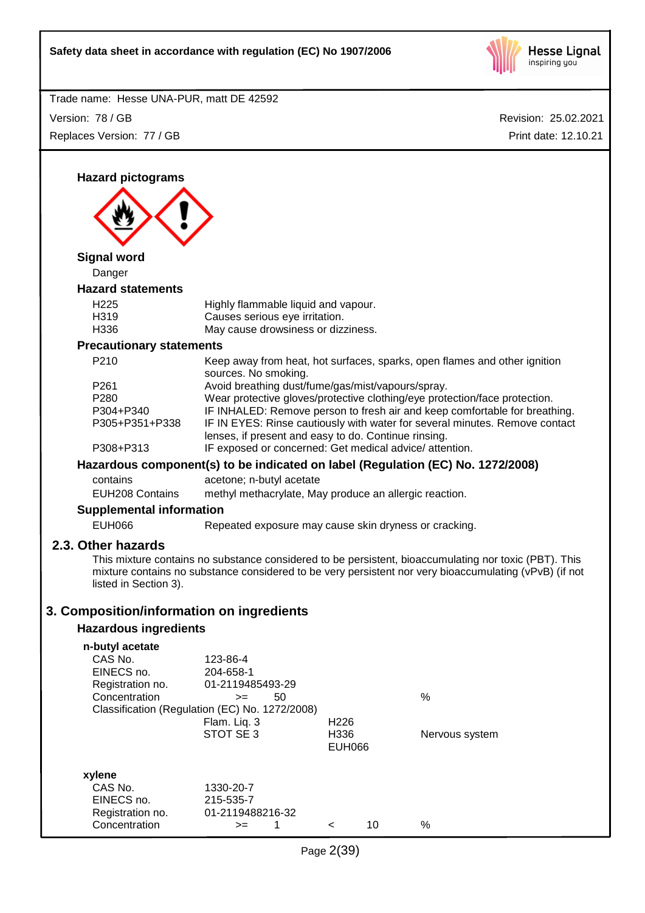### Hazard pictograms

### Signal word

Danger

### Hazard statements

| | |
|---|---|
| H225 | Highly flammable liquid and vapour. |
| H319 | Causes serious eye irritation. |
| H336 | May cause drowsiness or dizziness. |

### Precautionary statements

| | |
|---|---|
| P210 | Keep away from heat, hot surfaces, sparks, open flames and other ignition sources. No smoking. |
| P261 | Avoid breathing dust/fume/gas/mist/vapours/spray. |
| P280 | Wear protective gloves/protective clothing/eye protection/face protection. |
| P304+P340 | IF INHALED: Remove person to fresh air and keep comfortable for breathing. |
| P305+P351+P338 | IF IN EYES: Rinse cautiously with water for several minutes. Remove contact lenses, if present and easy to do. Continue rinsing. |
| P308+P313 | IF exposed or concerned: Get medical advice/ attention. |

### Hazardous component(s) to be indicated on label (Regulation (EC) No. 1272/2008)

| | |
|---|---|
| contains | acetone; n-butyl acetate |
| EUH208 Contains | methyl methacrylate, May produce an allergic reaction. |

### Supplemental information

| | |
|---|---|
| EUH066 | Repeated exposure may cause skin dryness or cracking. |

## 2.3. Other hazards

This mixture contains no substance considered to be persistent, bioaccumulating nor toxic (PBT). This mixture contains no substance considered to be very persistent nor very bioaccumulating (vPvB) (if not listed in Section 3).

# 3. Composition/information on ingredients

### Hazardous ingredients

**n-butyl acetate**

| | | | |
|---|---|---|---|
| CAS No. | 123-86-4 | | |
| EINECS no. | 204-658-1 | | |
| Registration no. | 01-2119485493-29 | | |
| Concentration | >= 50 | | % |

Classification (Regulation (EC) No. 1272/2008)

| | | |
|---|---|---|
| Flam. Liq. 3 | H226 | |
| STOT SE 3 | H336 | Nervous system |
| | EUH066 | |

**xylene**

| | | | |
|---|---|---|---|
| CAS No. | 1330-20-7 | | |
| EINECS no. | 215-535-7 | | |
| Registration no. | 01-2119488216-32 | | |
| Concentration | >= 1 | < 10 | % |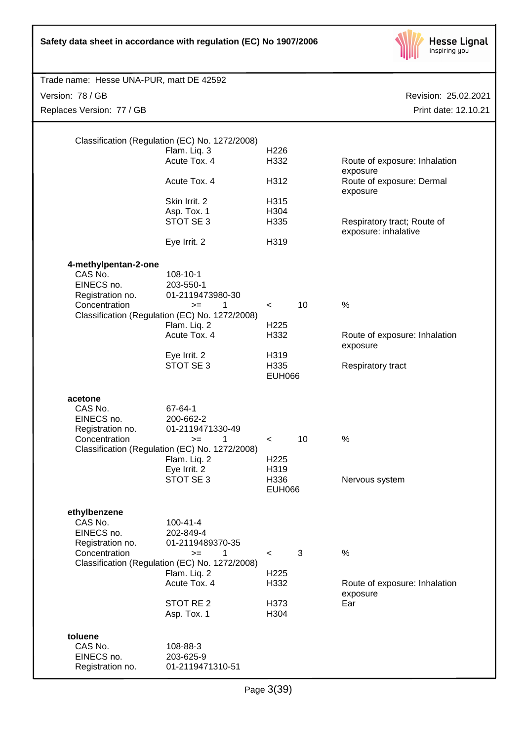Classification (Regulation (EC) No. 1272/2008)

| | | |
|---|---|---|
| Flam. Liq. 3 | H226 | |
| Acute Tox. 4 | H332 | Route of exposure: Inhalation exposure |
| Acute Tox. 4 | H312 | Route of exposure: Dermal exposure |
| Skin Irrit. 2 | H315 | |
| Asp. Tox. 1 | H304 | |
| STOT SE 3 | H335 | Respiratory tract; Route of exposure: inhalative |
| Eye Irrit. 2 | H319 | |

**4-methylpentan-2-one**

| | | | | | |
|---|---|---|---|---|---|
| CAS No. | 108-10-1 | | | | |
| EINECS no. | 203-550-1 | | | | |
| Registration no. | 01-2119473980-30 | | | | |
| Concentration | >= | 1 | < | 10 | % |

Classification (Regulation (EC) No. 1272/2008)

| | | |
|---|---|---|
| Flam. Liq. 2 | H225 | |
| Acute Tox. 4 | H332 | Route of exposure: Inhalation exposure |
| Eye Irrit. 2 | H319 | |
| STOT SE 3 | H335 | Respiratory tract |
| | EUH066 | |

**acetone**

| | | | | | |
|---|---|---|---|---|---|
| CAS No. | 67-64-1 | | | | |
| EINECS no. | 200-662-2 | | | | |
| Registration no. | 01-2119471330-49 | | | | |
| Concentration | >= | 1 | < | 10 | % |

Classification (Regulation (EC) No. 1272/2008)

| | | |
|---|---|---|
| Flam. Liq. 2 | H225 | |
| Eye Irrit. 2 | H319 | |
| STOT SE 3 | H336 | Nervous system |
| | EUH066 | |

**ethylbenzene**

| | | | | | |
|---|---|---|---|---|---|
| CAS No. | 100-41-4 | | | | |
| EINECS no. | 202-849-4 | | | | |
| Registration no. | 01-2119489370-35 | | | | |
| Concentration | >= | 1 | < | 3 | % |

Classification (Regulation (EC) No. 1272/2008)

| | | |
|---|---|---|
| Flam. Liq. 2 | H225 | |
| Acute Tox. 4 | H332 | Route of exposure: Inhalation exposure |
| STOT RE 2 | H373 | Ear |
| Asp. Tox. 1 | H304 | |

**toluene**

| | |
|---|---|
| CAS No. | 108-88-3 |
| EINECS no. | 203-625-9 |
| Registration no. | 01-2119471310-51 |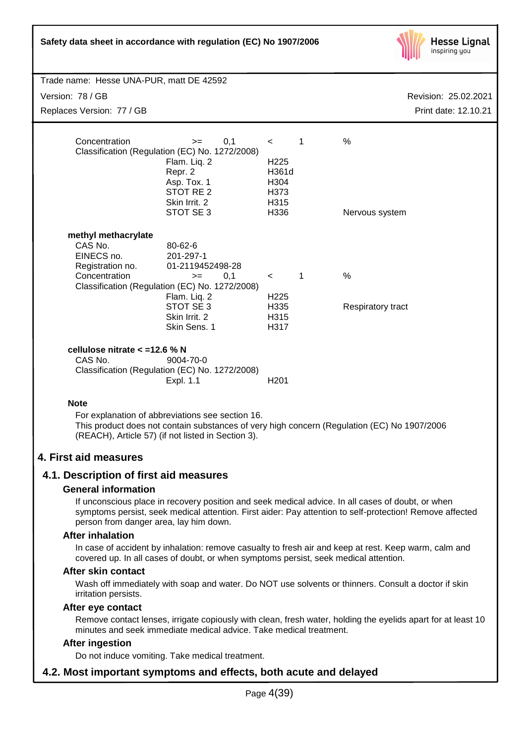| | | | | |
|---|---|---|---|---|
| Concentration | >= | 0,1 | < 1 | % |
| Classification (Regulation (EC) No. 1272/2008) | | | | |
| | Flam. Liq. 2 | | H225 | |
| | Repr. 2 | | H361d | |
| | Asp. Tox. 1 | | H304 | |
| | STOT RE 2 | | H373 | |
| | Skin Irrit. 2 | | H315 | |
| | STOT SE 3 | | H336 | Nervous system |

**methyl methacrylate**

| | | | | |
|---|---|---|---|---|
| CAS No. | 80-62-6 | | | |
| EINECS no. | 201-297-1 | | | |
| Registration no. | 01-2119452498-28 | | | |
| Concentration | >= | 0,1 | < 1 | % |
| Classification (Regulation (EC) No. 1272/2008) | | | | |
| | Flam. Liq. 2 | | H225 | |
| | STOT SE 3 | | H335 | Respiratory tract |
| | Skin Irrit. 2 | | H315 | |
| | Skin Sens. 1 | | H317 | |

**cellulose nitrate < =12.6 % N**

| | | |
|---|---|---|
| CAS No. | 9004-70-0 | |
| Classification (Regulation (EC) No. 1272/2008) | | |
| | Expl. 1.1 | H201 |

**Note**

For explanation of abbreviations see section 16.
This product does not contain substances of very high concern (Regulation (EC) No 1907/2006 (REACH), Article 57) (if not listed in Section 3).

# 4. First aid measures

## 4.1. Description of first aid measures

### General information

If unconscious place in recovery position and seek medical advice. In all cases of doubt, or when symptoms persist, seek medical attention. First aider: Pay attention to self-protection! Remove affected person from danger area, lay him down.

### After inhalation

In case of accident by inhalation: remove casualty to fresh air and keep at rest. Keep warm, calm and covered up. In all cases of doubt, or when symptoms persist, seek medical attention.

### After skin contact

Wash off immediately with soap and water. Do NOT use solvents or thinners. Consult a doctor if skin irritation persists.

### After eye contact

Remove contact lenses, irrigate copiously with clean, fresh water, holding the eyelids apart for at least 10 minutes and seek immediate medical advice. Take medical treatment.

### After ingestion

Do not induce vomiting. Take medical treatment.

## 4.2. Most important symptoms and effects, both acute and delayed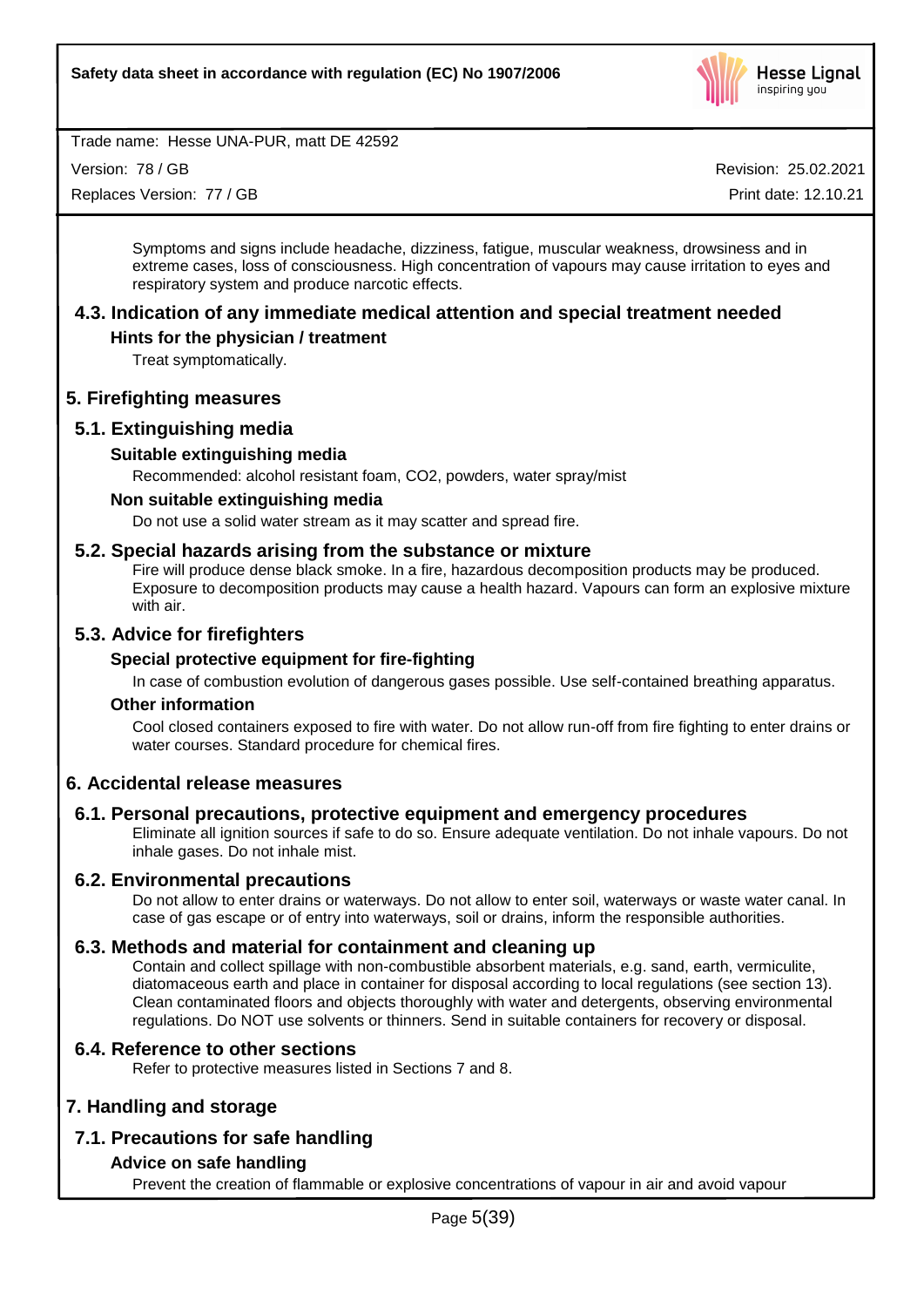Symptoms and signs include headache, dizziness, fatigue, muscular weakness, drowsiness and in extreme cases, loss of consciousness. High concentration of vapours may cause irritation to eyes and respiratory system and produce narcotic effects.

## 4.3. Indication of any immediate medical attention and special treatment needed

### Hints for the physician / treatment

Treat symptomatically.

# 5. Firefighting measures

## 5.1. Extinguishing media

### Suitable extinguishing media

Recommended: alcohol resistant foam, $CO_2$, powders, water spray/mist

### Non suitable extinguishing media

Do not use a solid water stream as it may scatter and spread fire.

## 5.2. Special hazards arising from the substance or mixture

Fire will produce dense black smoke. In a fire, hazardous decomposition products may be produced. Exposure to decomposition products may cause a health hazard. Vapours can form an explosive mixture with air.

## 5.3. Advice for firefighters

### Special protective equipment for fire-fighting

In case of combustion evolution of dangerous gases possible. Use self-contained breathing apparatus.

### Other information

Cool closed containers exposed to fire with water. Do not allow run-off from fire fighting to enter drains or water courses. Standard procedure for chemical fires.

# 6. Accidental release measures

## 6.1. Personal precautions, protective equipment and emergency procedures

Eliminate all ignition sources if safe to do so. Ensure adequate ventilation. Do not inhale vapours. Do not inhale gases. Do not inhale mist.

## 6.2. Environmental precautions

Do not allow to enter drains or waterways. Do not allow to enter soil, waterways or waste water canal. In case of gas escape or of entry into waterways, soil or drains, inform the responsible authorities.

## 6.3. Methods and material for containment and cleaning up

Contain and collect spillage with non-combustible absorbent materials, e.g. sand, earth, vermiculite, diatomaceous earth and place in container for disposal according to local regulations (see section 13). Clean contaminated floors and objects thoroughly with water and detergents, observing environmental regulations. Do NOT use solvents or thinners. Send in suitable containers for recovery or disposal.

## 6.4. Reference to other sections

Refer to protective measures listed in Sections 7 and 8.

# 7. Handling and storage

## 7.1. Precautions for safe handling

### Advice on safe handling

Prevent the creation of flammable or explosive concentrations of vapour in air and avoid vapour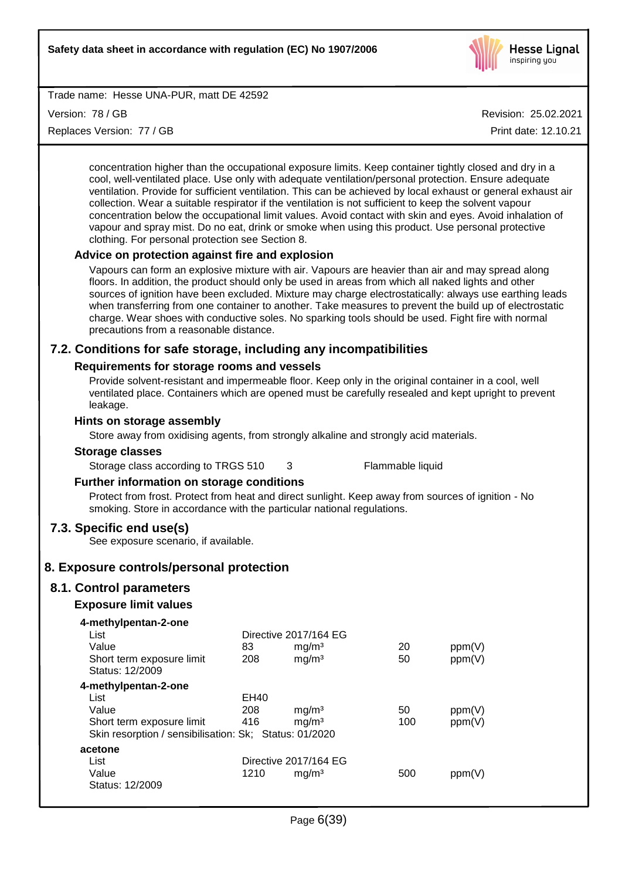concentration higher than the occupational exposure limits. Keep container tightly closed and dry in a cool, well-ventilated place. Use only with adequate ventilation/personal protection. Ensure adequate ventilation. Provide for sufficient ventilation. This can be achieved by local exhaust or general exhaust air collection. Wear a suitable respirator if the ventilation is not sufficient to keep the solvent vapour concentration below the occupational limit values. Avoid contact with skin and eyes. Avoid inhalation of vapour and spray mist. Do no eat, drink or smoke when using this product. Use personal protective clothing. For personal protection see Section 8.

### Advice on protection against fire and explosion

Vapours can form an explosive mixture with air. Vapours are heavier than air and may spread along floors. In addition, the product should only be used in areas from which all naked lights and other sources of ignition have been excluded. Mixture may charge electrostatically: always use earthing leads when transferring from one container to another. Take measures to prevent the build up of electrostatic charge. Wear shoes with conductive soles. No sparking tools should be used. Fight fire with normal precautions from a reasonable distance.

## 7.2. Conditions for safe storage, including any incompatibilities

### Requirements for storage rooms and vessels

Provide solvent-resistant and impermeable floor. Keep only in the original container in a cool, well ventilated place. Containers which are opened must be carefully resealed and kept upright to prevent leakage.

### Hints on storage assembly

Store away from oxidising agents, from strongly alkaline and strongly acid materials.

### Storage classes

| | | |
|---|---|---|
| Storage class according to TRGS 510 | 3 | Flammable liquid |

### Further information on storage conditions

Protect from frost. Protect from heat and direct sunlight. Keep away from sources of ignition - No smoking. Store in accordance with the particular national regulations.

## 7.3. Specific end use(s)

See exposure scenario, if available.

# 8. Exposure controls/personal protection

## 8.1. Control parameters

### Exposure limit values

**4-methylpentan-2-one**

| | | | | |
|---|---|---|---|---|
| List | Directive 2017/164 EG | | | |
| Value | 83 | mg/m³ | 20 | ppm(V) |
| Short term exposure limit | 208 | mg/m³ | 50 | ppm(V) |
| Status: 12/2009 | | | | |

**4-methylpentan-2-one**

| | | | | |
|---|---|---|---|---|
| List | EH40 | | | |
| Value | 208 | mg/m³ | 50 | ppm(V) |
| Short term exposure limit | 416 | mg/m³ | 100 | ppm(V) |
| Skin resorption / sensibilisation: Sk; Status: 01/2020 | | | | |

**acetone**

| | | | | |
|---|---|---|---|---|
| List | Directive 2017/164 EG | | | |
| Value | 1210 | mg/m³ | 500 | ppm(V) |
| Status: 12/2009 | | | | |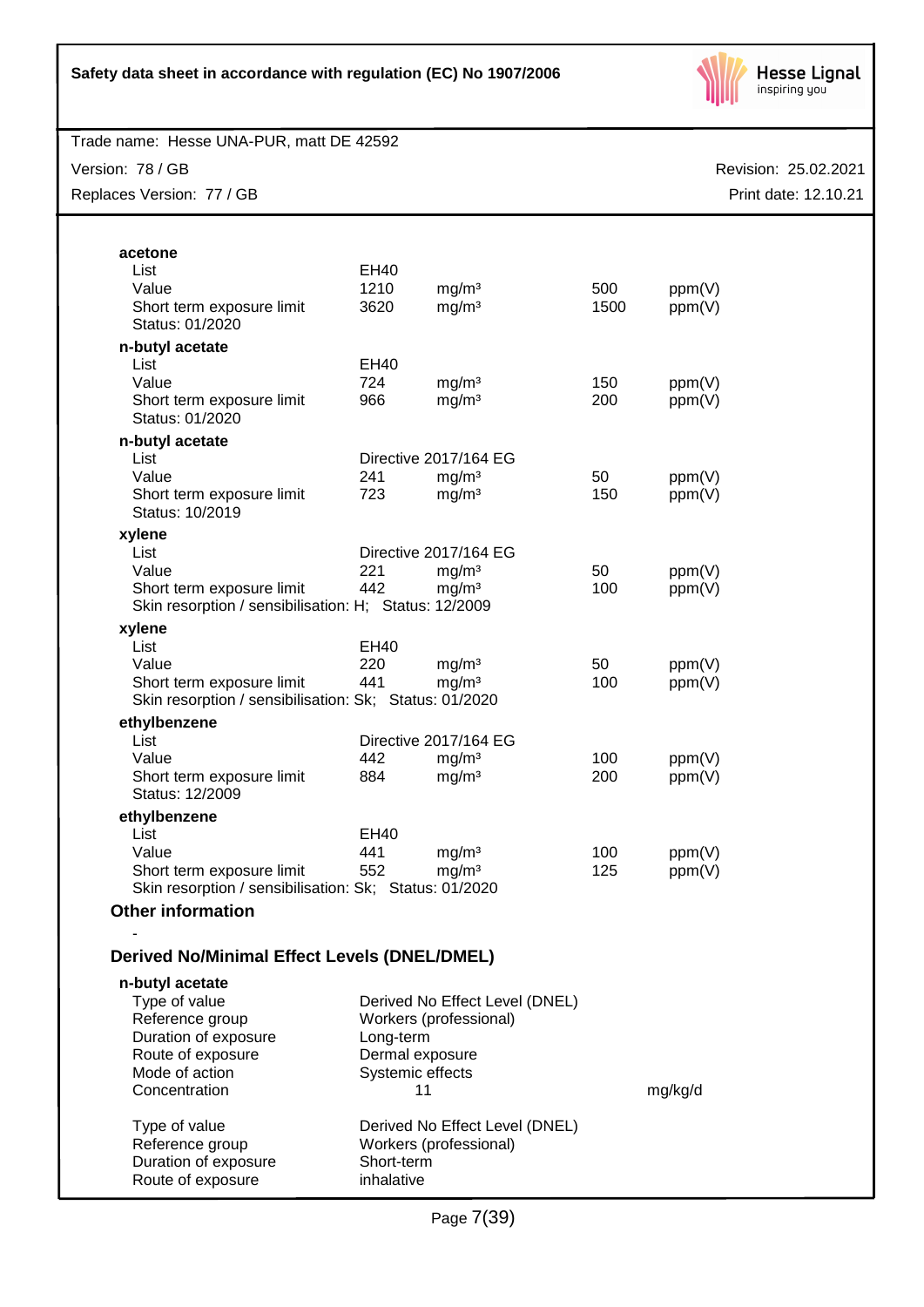**acetone**

| | | | | |
|---|---|---|---|---|
| List | EH40 | | | |
| Value | 1210 | mg/m³ | 500 | ppm(V) |
| Short term exposure limit | 3620 | mg/m³ | 1500 | ppm(V) |
| Status: 01/2020 | | | | |

**n-butyl acetate**

| | | | | |
|---|---|---|---|---|
| List | EH40 | | | |
| Value | 724 | mg/m³ | 150 | ppm(V) |
| Short term exposure limit | 966 | mg/m³ | 200 | ppm(V) |
| Status: 01/2020 | | | | |

**n-butyl acetate**

| | | | | |
|---|---|---|---|---|
| List | Directive 2017/164 EG | | | |
| Value | 241 | mg/m³ | 50 | ppm(V) |
| Short term exposure limit | 723 | mg/m³ | 150 | ppm(V) |
| Status: 10/2019 | | | | |

**xylene**

| | | | | |
|---|---|---|---|---|
| List | Directive 2017/164 EG | | | |
| Value | 221 | mg/m³ | 50 | ppm(V) |
| Short term exposure limit | 442 | mg/m³ | 100 | ppm(V) |

Skin resorption / sensibilisation: H; Status: 12/2009

**xylene**

| | | | | |
|---|---|---|---|---|
| List | EH40 | | | |
| Value | 220 | mg/m³ | 50 | ppm(V) |
| Short term exposure limit | 441 | mg/m³ | 100 | ppm(V) |

Skin resorption / sensibilisation: Sk; Status: 01/2020

**ethylbenzene**

| | | | | |
|---|---|---|---|---|
| List | Directive 2017/164 EG | | | |
| Value | 442 | mg/m³ | 100 | ppm(V) |
| Short term exposure limit | 884 | mg/m³ | 200 | ppm(V) |
| Status: 12/2009 | | | | |

**ethylbenzene**

| | | | | |
|---|---|---|---|---|
| List | EH40 | | | |
| Value | 441 | mg/m³ | 100 | ppm(V) |
| Short term exposure limit | 552 | mg/m³ | 125 | ppm(V) |

Skin resorption / sensibilisation: Sk; Status: 01/2020

### Other information

-

### Derived No/Minimal Effect Levels (DNEL/DMEL)

**n-butyl acetate**

| | | |
|---|---|---|
| Type of value | Derived No Effect Level (DNEL) | |
| Reference group | Workers (professional) | |
| Duration of exposure | Long-term | |
| Route of exposure | Dermal exposure | |
| Mode of action | Systemic effects | |
| Concentration | 11 | mg/kg/d |

| | |
|---|---|
| Type of value | Derived No Effect Level (DNEL) |
| Reference group | Workers (professional) |
| Duration of exposure | Short-term |
| Route of exposure | inhalative |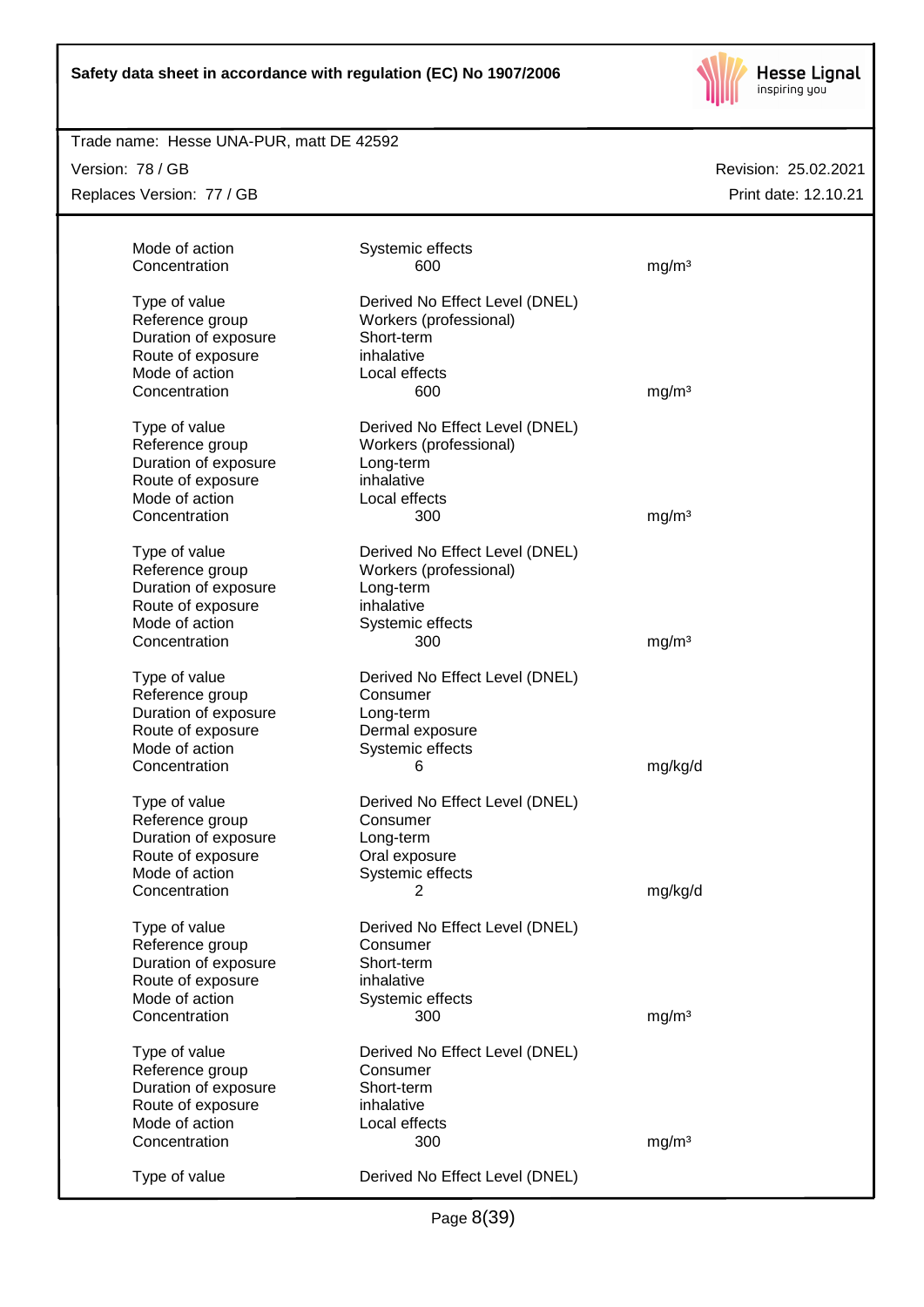| | | |
|---|---|---|
| Mode of action | Systemic effects | |
| Concentration | 600 | mg/m³ |
| | | |
| Type of value | Derived No Effect Level (DNEL) | |
| Reference group | Workers (professional) | |
| Duration of exposure | Short-term | |
| Route of exposure | inhalative | |
| Mode of action | Local effects | |
| Concentration | 600 | mg/m³ |
| | | |
| Type of value | Derived No Effect Level (DNEL) | |
| Reference group | Workers (professional) | |
| Duration of exposure | Long-term | |
| Route of exposure | inhalative | |
| Mode of action | Local effects | |
| Concentration | 300 | mg/m³ |
| | | |
| Type of value | Derived No Effect Level (DNEL) | |
| Reference group | Workers (professional) | |
| Duration of exposure | Long-term | |
| Route of exposure | inhalative | |
| Mode of action | Systemic effects | |
| Concentration | 300 | mg/m³ |
| | | |
| Type of value | Derived No Effect Level (DNEL) | |
| Reference group | Consumer | |
| Duration of exposure | Long-term | |
| Route of exposure | Dermal exposure | |
| Mode of action | Systemic effects | |
| Concentration | 6 | mg/kg/d |
| | | |
| Type of value | Derived No Effect Level (DNEL) | |
| Reference group | Consumer | |
| Duration of exposure | Long-term | |
| Route of exposure | Oral exposure | |
| Mode of action | Systemic effects | |
| Concentration | 2 | mg/kg/d |
| | | |
| Type of value | Derived No Effect Level (DNEL) | |
| Reference group | Consumer | |
| Duration of exposure | Short-term | |
| Route of exposure | inhalative | |
| Mode of action | Systemic effects | |
| Concentration | 300 | mg/m³ |
| | | |
| Type of value | Derived No Effect Level (DNEL) | |
| Reference group | Consumer | |
| Duration of exposure | Short-term | |
| Route of exposure | inhalative | |
| Mode of action | Local effects | |
| Concentration | 300 | mg/m³ |
| | | |
| Type of value | Derived No Effect Level (DNEL) | |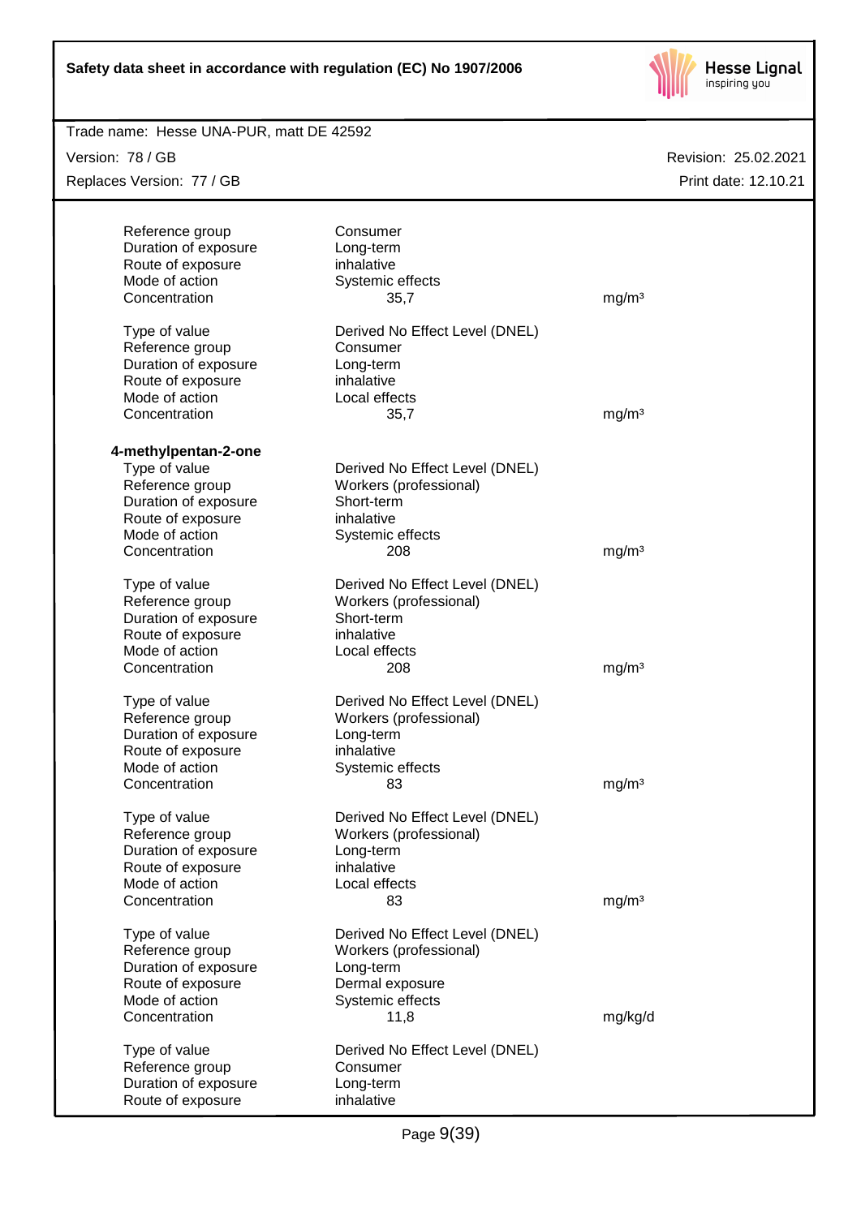| | | |
|---|---|---|
| Reference group | Consumer | |
| Duration of exposure | Long-term | |
| Route of exposure | inhalative | |
| Mode of action | Systemic effects | |
| Concentration | 35,7 | mg/m³ |

| | | |
|---|---|---|
| Type of value | Derived No Effect Level (DNEL) | |
| Reference group | Consumer | |
| Duration of exposure | Long-term | |
| Route of exposure | inhalative | |
| Mode of action | Local effects | |
| Concentration | 35,7 | mg/m³ |

**4-methylpentan-2-one**

| | | |
|---|---|---|
| Type of value | Derived No Effect Level (DNEL) | |
| Reference group | Workers (professional) | |
| Duration of exposure | Short-term | |
| Route of exposure | inhalative | |
| Mode of action | Systemic effects | |
| Concentration | 208 | mg/m³ |

| | | |
|---|---|---|
| Type of value | Derived No Effect Level (DNEL) | |
| Reference group | Workers (professional) | |
| Duration of exposure | Short-term | |
| Route of exposure | inhalative | |
| Mode of action | Local effects | |
| Concentration | 208 | mg/m³ |

| | | |
|---|---|---|
| Type of value | Derived No Effect Level (DNEL) | |
| Reference group | Workers (professional) | |
| Duration of exposure | Long-term | |
| Route of exposure | inhalative | |
| Mode of action | Systemic effects | |
| Concentration | 83 | mg/m³ |

| | | |
|---|---|---|
| Type of value | Derived No Effect Level (DNEL) | |
| Reference group | Workers (professional) | |
| Duration of exposure | Long-term | |
| Route of exposure | inhalative | |
| Mode of action | Local effects | |
| Concentration | 83 | mg/m³ |

| | | |
|---|---|---|
| Type of value | Derived No Effect Level (DNEL) | |
| Reference group | Workers (professional) | |
| Duration of exposure | Long-term | |
| Route of exposure | Dermal exposure | |
| Mode of action | Systemic effects | |
| Concentration | 11,8 | mg/kg/d |

| | | |
|---|---|---|
| Type of value | Derived No Effect Level (DNEL) | |
| Reference group | Consumer | |
| Duration of exposure | Long-term | |
| Route of exposure | inhalative | |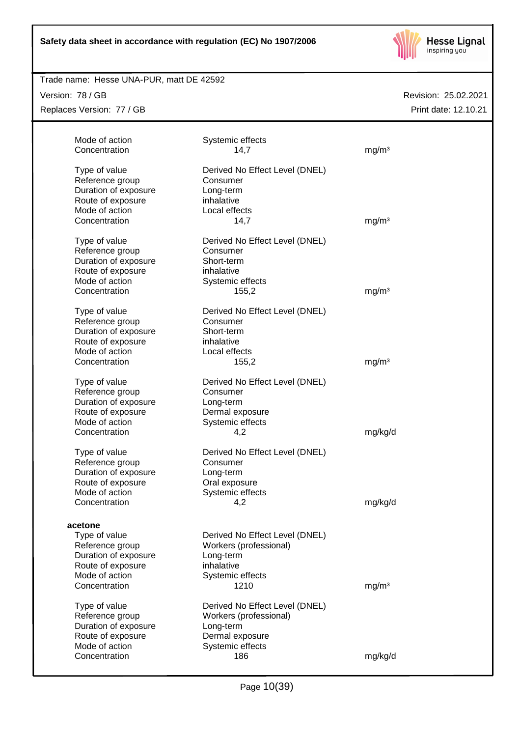| | | |
|---|---|---|
| Mode of action | Systemic effects | |
| Concentration | 14,7 | mg/m³ |
| | | |
| Type of value | Derived No Effect Level (DNEL) | |
| Reference group | Consumer | |
| Duration of exposure | Long-term | |
| Route of exposure | inhalative | |
| Mode of action | Local effects | |
| Concentration | 14,7 | mg/m³ |
| | | |
| Type of value | Derived No Effect Level (DNEL) | |
| Reference group | Consumer | |
| Duration of exposure | Short-term | |
| Route of exposure | inhalative | |
| Mode of action | Systemic effects | |
| Concentration | 155,2 | mg/m³ |
| | | |
| Type of value | Derived No Effect Level (DNEL) | |
| Reference group | Consumer | |
| Duration of exposure | Short-term | |
| Route of exposure | inhalative | |
| Mode of action | Local effects | |
| Concentration | 155,2 | mg/m³ |
| | | |
| Type of value | Derived No Effect Level (DNEL) | |
| Reference group | Consumer | |
| Duration of exposure | Long-term | |
| Route of exposure | Dermal exposure | |
| Mode of action | Systemic effects | |
| Concentration | 4,2 | mg/kg/d |
| | | |
| Type of value | Derived No Effect Level (DNEL) | |
| Reference group | Consumer | |
| Duration of exposure | Long-term | |
| Route of exposure | Oral exposure | |
| Mode of action | Systemic effects | |
| Concentration | 4,2 | mg/kg/d |

**acetone**

| | | |
|---|---|---|
| Type of value | Derived No Effect Level (DNEL) | |
| Reference group | Workers (professional) | |
| Duration of exposure | Long-term | |
| Route of exposure | inhalative | |
| Mode of action | Systemic effects | |
| Concentration | 1210 | mg/m³ |
| | | |
| Type of value | Derived No Effect Level (DNEL) | |
| Reference group | Workers (professional) | |
| Duration of exposure | Long-term | |
| Route of exposure | Dermal exposure | |
| Mode of action | Systemic effects | |
| Concentration | 186 | mg/kg/d |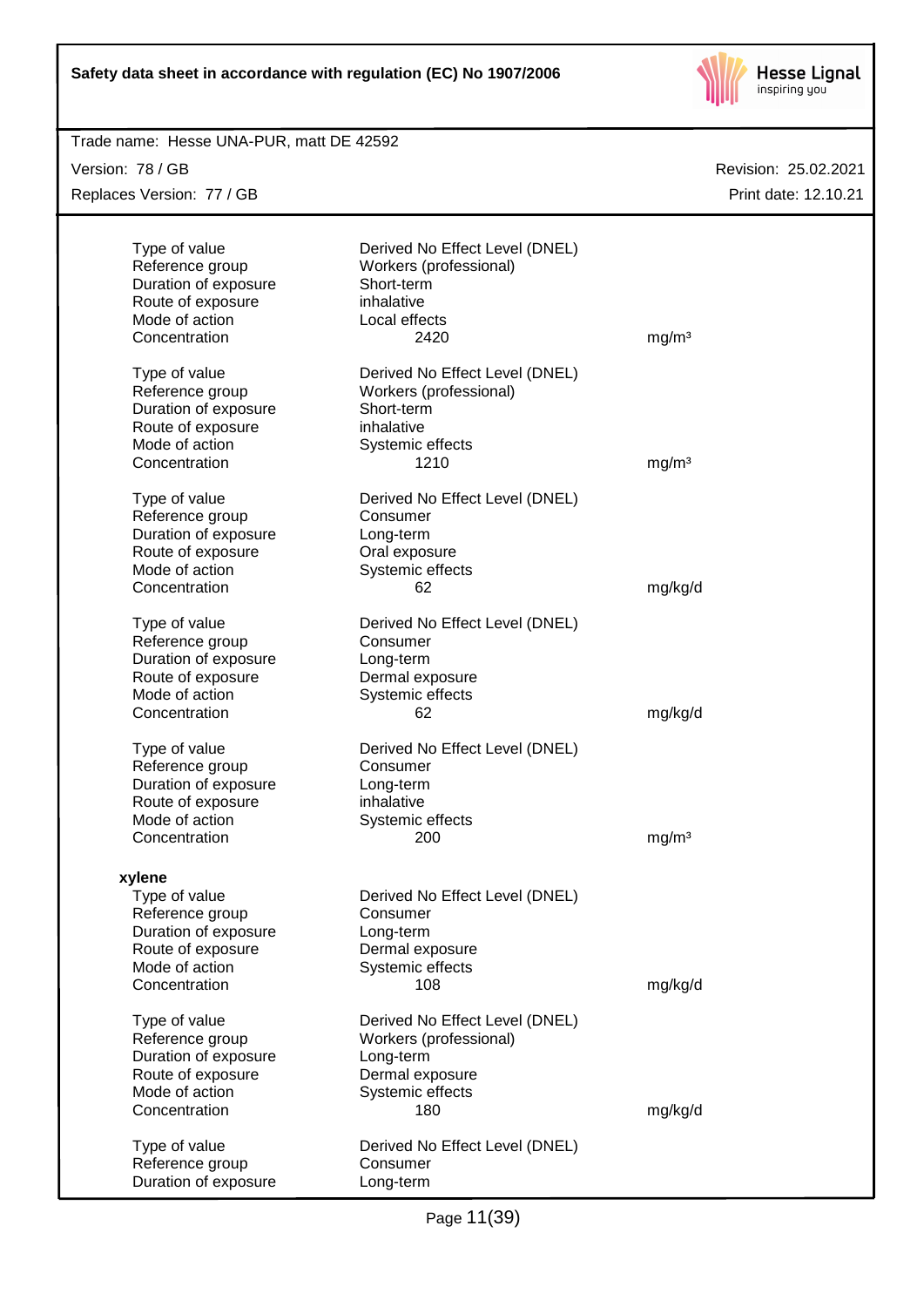| | | |
|---|---|---|
| Type of value | Derived No Effect Level (DNEL) | |
| Reference group | Workers (professional) | |
| Duration of exposure | Short-term | |
| Route of exposure | inhalative | |
| Mode of action | Local effects | |
| Concentration | 2420 | mg/m³ |

| | | |
|---|---|---|
| Type of value | Derived No Effect Level (DNEL) | |
| Reference group | Workers (professional) | |
| Duration of exposure | Short-term | |
| Route of exposure | inhalative | |
| Mode of action | Systemic effects | |
| Concentration | 1210 | mg/m³ |

| | | |
|---|---|---|
| Type of value | Derived No Effect Level (DNEL) | |
| Reference group | Consumer | |
| Duration of exposure | Long-term | |
| Route of exposure | Oral exposure | |
| Mode of action | Systemic effects | |
| Concentration | 62 | mg/kg/d |

| | | |
|---|---|---|
| Type of value | Derived No Effect Level (DNEL) | |
| Reference group | Consumer | |
| Duration of exposure | Long-term | |
| Route of exposure | Dermal exposure | |
| Mode of action | Systemic effects | |
| Concentration | 62 | mg/kg/d |

| | | |
|---|---|---|
| Type of value | Derived No Effect Level (DNEL) | |
| Reference group | Consumer | |
| Duration of exposure | Long-term | |
| Route of exposure | inhalative | |
| Mode of action | Systemic effects | |
| Concentration | 200 | mg/m³ |

**xylene**

| | | |
|---|---|---|
| Type of value | Derived No Effect Level (DNEL) | |
| Reference group | Consumer | |
| Duration of exposure | Long-term | |
| Route of exposure | Dermal exposure | |
| Mode of action | Systemic effects | |
| Concentration | 108 | mg/kg/d |

| | | |
|---|---|---|
| Type of value | Derived No Effect Level (DNEL) | |
| Reference group | Workers (professional) | |
| Duration of exposure | Long-term | |
| Route of exposure | Dermal exposure | |
| Mode of action | Systemic effects | |
| Concentration | 180 | mg/kg/d |

| | | |
|---|---|---|
| Type of value | Derived No Effect Level (DNEL) | |
| Reference group | Consumer | |
| Duration of exposure | Long-term | |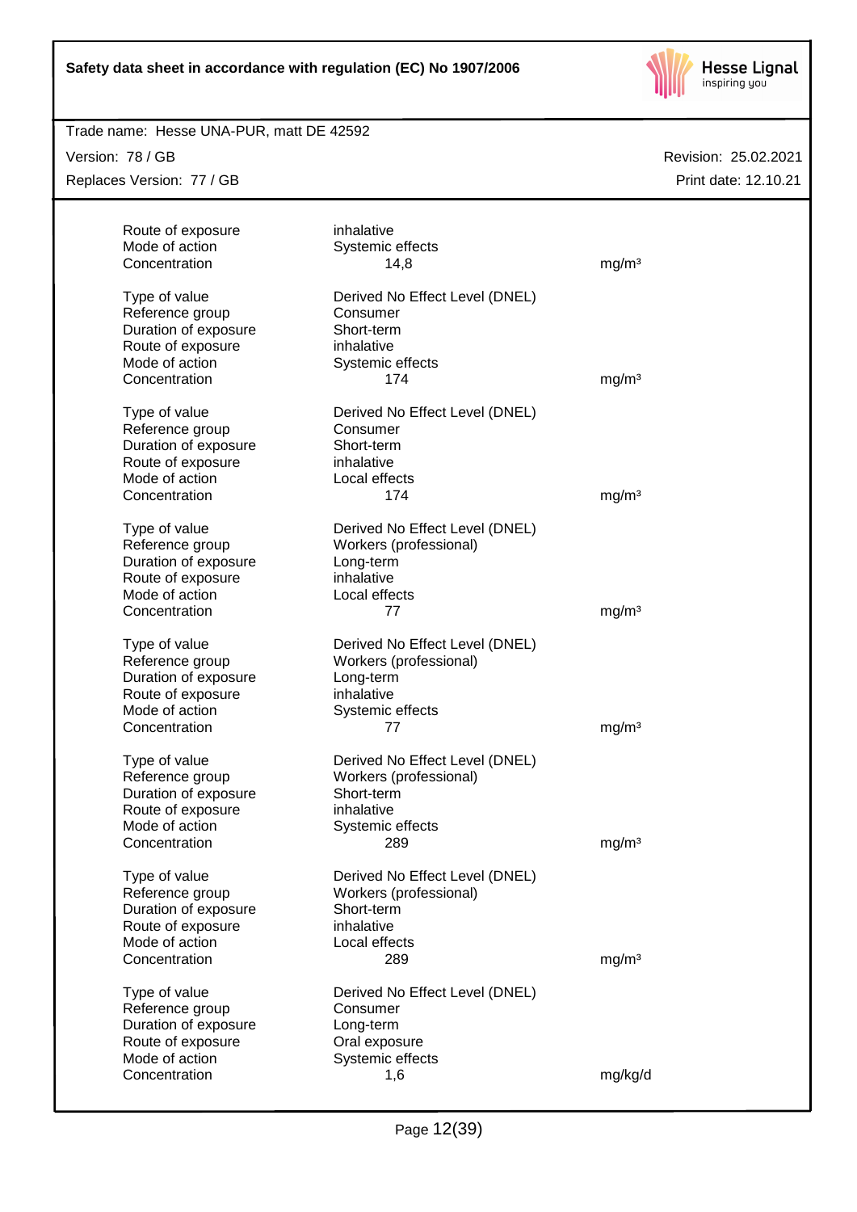| | | |
|---|---|---|
| Route of exposure | inhalative | |
| Mode of action | Systemic effects | |
| Concentration | 14,8 | mg/m³ |

| | | |
|---|---|---|
| Type of value | Derived No Effect Level (DNEL) | |
| Reference group | Consumer | |
| Duration of exposure | Short-term | |
| Route of exposure | inhalative | |
| Mode of action | Systemic effects | |
| Concentration | 174 | mg/m³ |

| | | |
|---|---|---|
| Type of value | Derived No Effect Level (DNEL) | |
| Reference group | Consumer | |
| Duration of exposure | Short-term | |
| Route of exposure | inhalative | |
| Mode of action | Local effects | |
| Concentration | 174 | mg/m³ |

| | | |
|---|---|---|
| Type of value | Derived No Effect Level (DNEL) | |
| Reference group | Workers (professional) | |
| Duration of exposure | Long-term | |
| Route of exposure | inhalative | |
| Mode of action | Local effects | |
| Concentration | 77 | mg/m³ |

| | | |
|---|---|---|
| Type of value | Derived No Effect Level (DNEL) | |
| Reference group | Workers (professional) | |
| Duration of exposure | Long-term | |
| Route of exposure | inhalative | |
| Mode of action | Systemic effects | |
| Concentration | 77 | mg/m³ |

| | | |
|---|---|---|
| Type of value | Derived No Effect Level (DNEL) | |
| Reference group | Workers (professional) | |
| Duration of exposure | Short-term | |
| Route of exposure | inhalative | |
| Mode of action | Systemic effects | |
| Concentration | 289 | mg/m³ |

| | | |
|---|---|---|
| Type of value | Derived No Effect Level (DNEL) | |
| Reference group | Workers (professional) | |
| Duration of exposure | Short-term | |
| Route of exposure | inhalative | |
| Mode of action | Local effects | |
| Concentration | 289 | mg/m³ |

| | | |
|---|---|---|
| Type of value | Derived No Effect Level (DNEL) | |
| Reference group | Consumer | |
| Duration of exposure | Long-term | |
| Route of exposure | Oral exposure | |
| Mode of action | Systemic effects | |
| Concentration | 1,6 | mg/kg/d |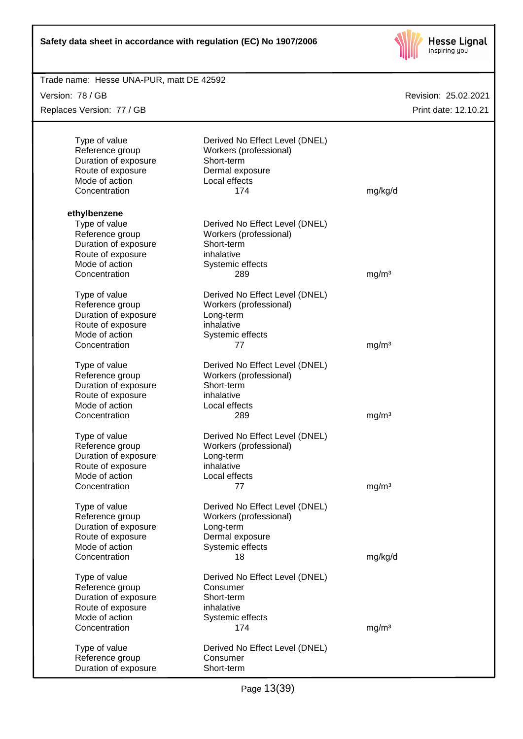| | | |
|---|---|---|
| Type of value | Derived No Effect Level (DNEL) | |
| Reference group | Workers (professional) | |
| Duration of exposure | Short-term | |
| Route of exposure | Dermal exposure | |
| Mode of action | Local effects | |
| Concentration | 174 | mg/kg/d |

**ethylbenzene**

| | | |
|---|---|---|
| Type of value | Derived No Effect Level (DNEL) | |
| Reference group | Workers (professional) | |
| Duration of exposure | Short-term | |
| Route of exposure | inhalative | |
| Mode of action | Systemic effects | |
| Concentration | 289 | mg/m³ |

| | | |
|---|---|---|
| Type of value | Derived No Effect Level (DNEL) | |
| Reference group | Workers (professional) | |
| Duration of exposure | Long-term | |
| Route of exposure | inhalative | |
| Mode of action | Systemic effects | |
| Concentration | 77 | mg/m³ |

| | | |
|---|---|---|
| Type of value | Derived No Effect Level (DNEL) | |
| Reference group | Workers (professional) | |
| Duration of exposure | Short-term | |
| Route of exposure | inhalative | |
| Mode of action | Local effects | |
| Concentration | 289 | mg/m³ |

| | | |
|---|---|---|
| Type of value | Derived No Effect Level (DNEL) | |
| Reference group | Workers (professional) | |
| Duration of exposure | Long-term | |
| Route of exposure | inhalative | |
| Mode of action | Local effects | |
| Concentration | 77 | mg/m³ |

| | | |
|---|---|---|
| Type of value | Derived No Effect Level (DNEL) | |
| Reference group | Workers (professional) | |
| Duration of exposure | Long-term | |
| Route of exposure | Dermal exposure | |
| Mode of action | Systemic effects | |
| Concentration | 18 | mg/kg/d |

| | | |
|---|---|---|
| Type of value | Derived No Effect Level (DNEL) | |
| Reference group | Consumer | |
| Duration of exposure | Short-term | |
| Route of exposure | inhalative | |
| Mode of action | Systemic effects | |
| Concentration | 174 | mg/m³ |

| | | |
|---|---|---|
| Type of value | Derived No Effect Level (DNEL) | |
| Reference group | Consumer | |
| Duration of exposure | Short-term | |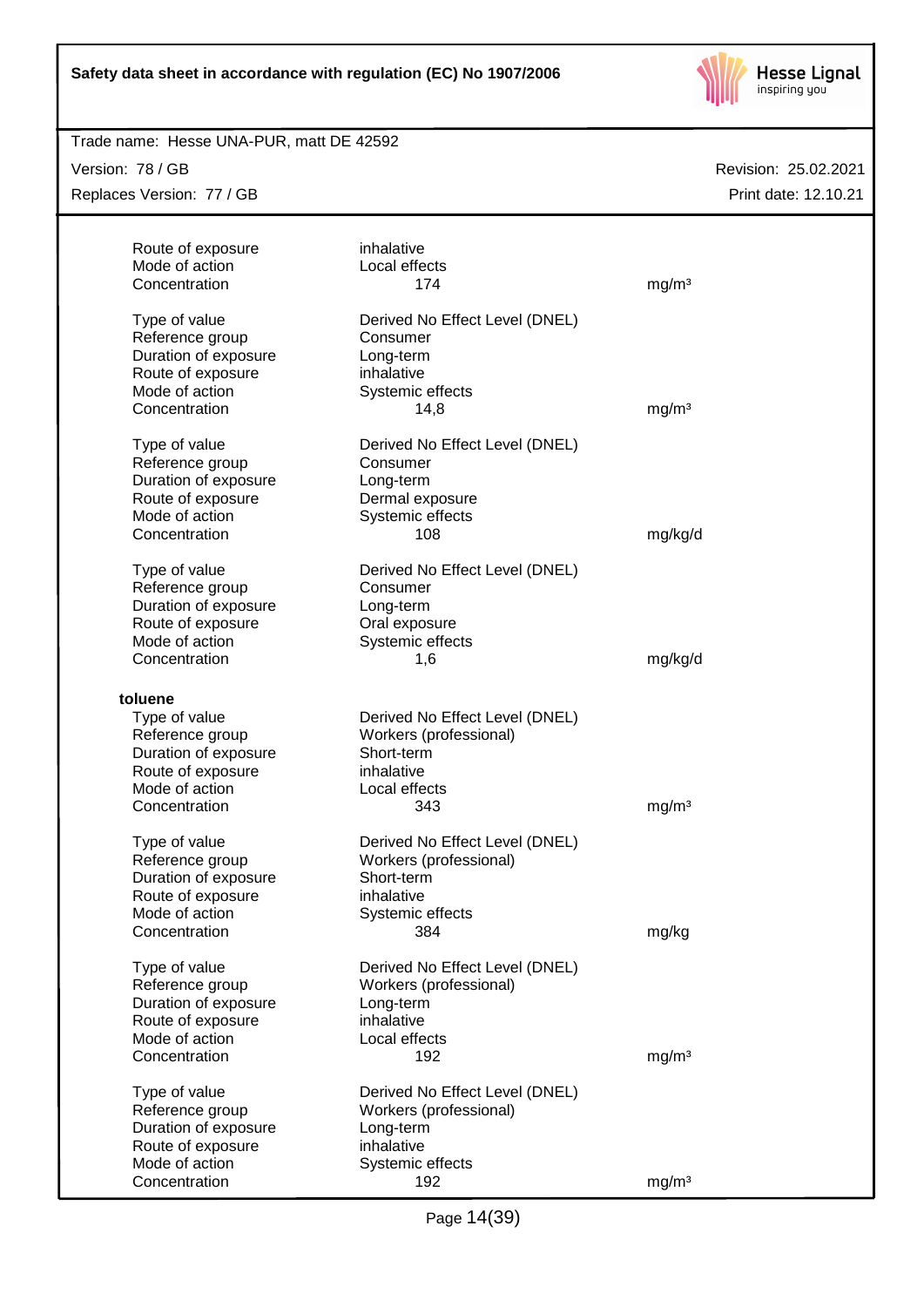| | | |
|---|---|---|
| Route of exposure | inhalative | |
| Mode of action | Local effects | |
| Concentration | 174 | mg/m³ |

| | | |
|---|---|---|
| Type of value | Derived No Effect Level (DNEL) | |
| Reference group | Consumer | |
| Duration of exposure | Long-term | |
| Route of exposure | inhalative | |
| Mode of action | Systemic effects | |
| Concentration | 14,8 | mg/m³ |

| | | |
|---|---|---|
| Type of value | Derived No Effect Level (DNEL) | |
| Reference group | Consumer | |
| Duration of exposure | Long-term | |
| Route of exposure | Dermal exposure | |
| Mode of action | Systemic effects | |
| Concentration | 108 | mg/kg/d |

| | | |
|---|---|---|
| Type of value | Derived No Effect Level (DNEL) | |
| Reference group | Consumer | |
| Duration of exposure | Long-term | |
| Route of exposure | Oral exposure | |
| Mode of action | Systemic effects | |
| Concentration | 1,6 | mg/kg/d |

**toluene**

| | | |
|---|---|---|
| Type of value | Derived No Effect Level (DNEL) | |
| Reference group | Workers (professional) | |
| Duration of exposure | Short-term | |
| Route of exposure | inhalative | |
| Mode of action | Local effects | |
| Concentration | 343 | mg/m³ |

| | | |
|---|---|---|
| Type of value | Derived No Effect Level (DNEL) | |
| Reference group | Workers (professional) | |
| Duration of exposure | Short-term | |
| Route of exposure | inhalative | |
| Mode of action | Systemic effects | |
| Concentration | 384 | mg/kg |

| | | |
|---|---|---|
| Type of value | Derived No Effect Level (DNEL) | |
| Reference group | Workers (professional) | |
| Duration of exposure | Long-term | |
| Route of exposure | inhalative | |
| Mode of action | Local effects | |
| Concentration | 192 | mg/m³ |

| | | |
|---|---|---|
| Type of value | Derived No Effect Level (DNEL) | |
| Reference group | Workers (professional) | |
| Duration of exposure | Long-term | |
| Route of exposure | inhalative | |
| Mode of action | Systemic effects | |
| Concentration | 192 | mg/m³ |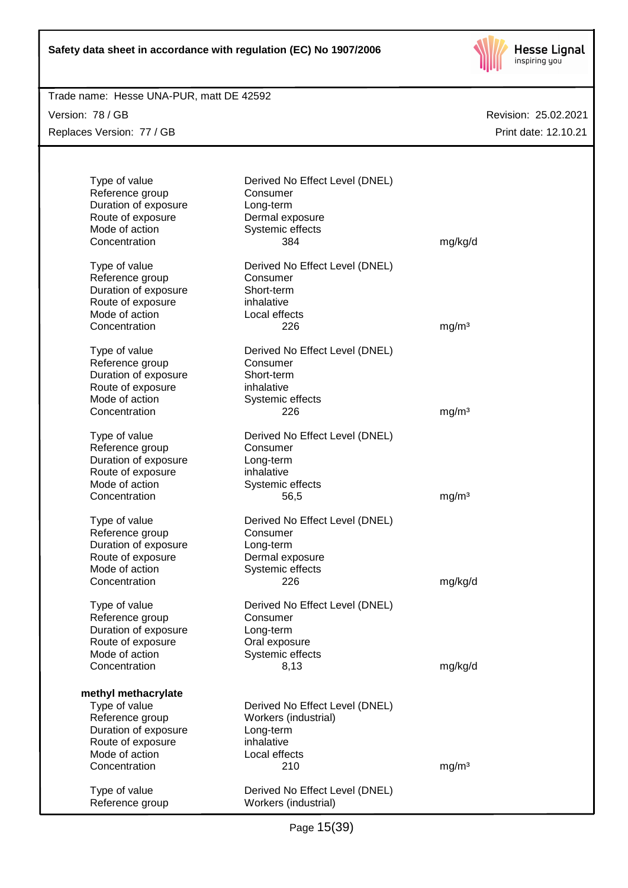| | | |
|---|---|---|
| Type of value | Derived No Effect Level (DNEL) | |
| Reference group | Consumer | |
| Duration of exposure | Long-term | |
| Route of exposure | Dermal exposure | |
| Mode of action | Systemic effects | |
| Concentration | 384 | mg/kg/d |

| | | |
|---|---|---|
| Type of value | Derived No Effect Level (DNEL) | |
| Reference group | Consumer | |
| Duration of exposure | Short-term | |
| Route of exposure | inhalative | |
| Mode of action | Local effects | |
| Concentration | 226 | mg/m³ |

| | | |
|---|---|---|
| Type of value | Derived No Effect Level (DNEL) | |
| Reference group | Consumer | |
| Duration of exposure | Short-term | |
| Route of exposure | inhalative | |
| Mode of action | Systemic effects | |
| Concentration | 226 | mg/m³ |

| | | |
|---|---|---|
| Type of value | Derived No Effect Level (DNEL) | |
| Reference group | Consumer | |
| Duration of exposure | Long-term | |
| Route of exposure | inhalative | |
| Mode of action | Systemic effects | |
| Concentration | 56,5 | mg/m³ |

| | | |
|---|---|---|
| Type of value | Derived No Effect Level (DNEL) | |
| Reference group | Consumer | |
| Duration of exposure | Long-term | |
| Route of exposure | Dermal exposure | |
| Mode of action | Systemic effects | |
| Concentration | 226 | mg/kg/d |

| | | |
|---|---|---|
| Type of value | Derived No Effect Level (DNEL) | |
| Reference group | Consumer | |
| Duration of exposure | Long-term | |
| Route of exposure | Oral exposure | |
| Mode of action | Systemic effects | |
| Concentration | 8,13 | mg/kg/d |

**methyl methacrylate**

| | | |
|---|---|---|
| Type of value | Derived No Effect Level (DNEL) | |
| Reference group | Workers (industrial) | |
| Duration of exposure | Long-term | |
| Route of exposure | inhalative | |
| Mode of action | Local effects | |
| Concentration | 210 | mg/m³ |

| | | |
|---|---|---|
| Type of value | Derived No Effect Level (DNEL) | |
| Reference group | Workers (industrial) | |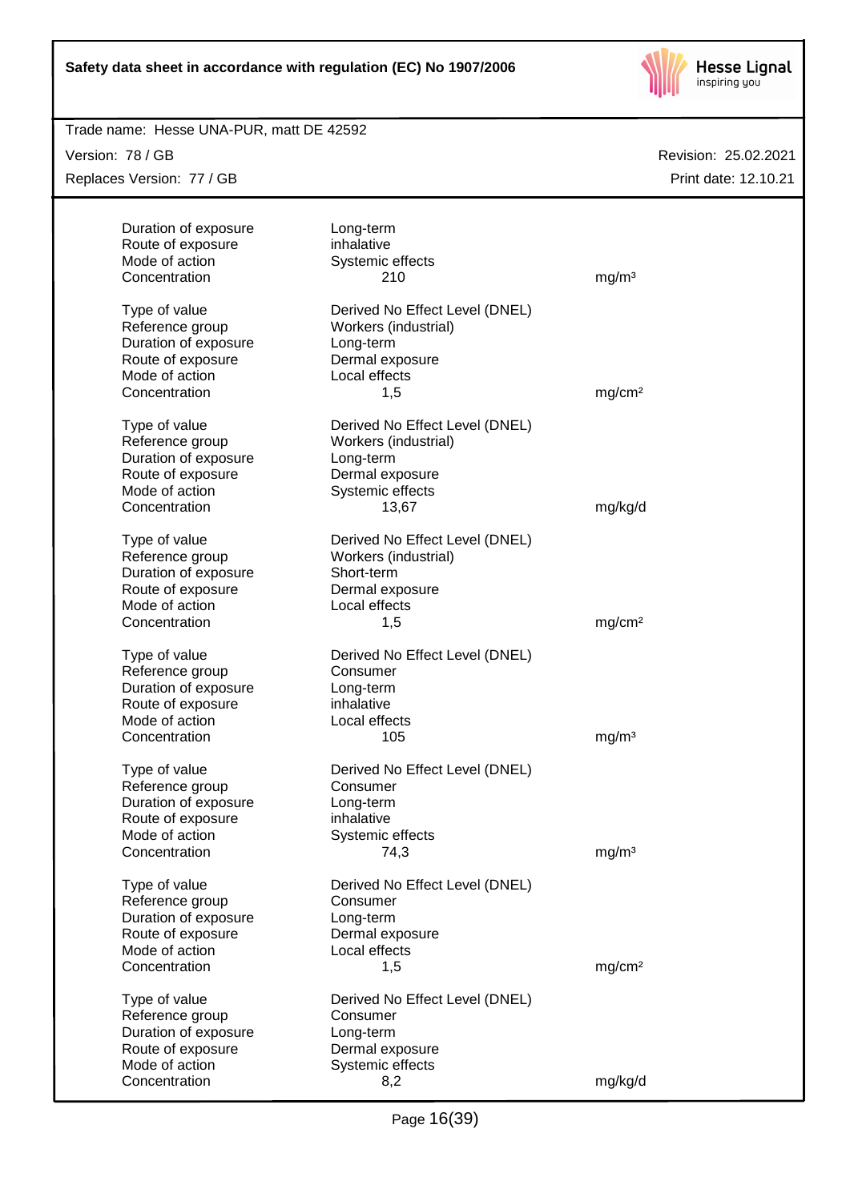| | | |
|---|---|---|
| Duration of exposure | Long-term | |
| Route of exposure | inhalative | |
| Mode of action | Systemic effects | |
| Concentration | 210 | mg/m³ |

| | | |
|---|---|---|
| Type of value | Derived No Effect Level (DNEL) | |
| Reference group | Workers (industrial) | |
| Duration of exposure | Long-term | |
| Route of exposure | Dermal exposure | |
| Mode of action | Local effects | |
| Concentration | 1,5 | mg/cm² |

| | | |
|---|---|---|
| Type of value | Derived No Effect Level (DNEL) | |
| Reference group | Workers (industrial) | |
| Duration of exposure | Long-term | |
| Route of exposure | Dermal exposure | |
| Mode of action | Systemic effects | |
| Concentration | 13,67 | mg/kg/d |

| | | |
|---|---|---|
| Type of value | Derived No Effect Level (DNEL) | |
| Reference group | Workers (industrial) | |
| Duration of exposure | Short-term | |
| Route of exposure | Dermal exposure | |
| Mode of action | Local effects | |
| Concentration | 1,5 | mg/cm² |

| | | |
|---|---|---|
| Type of value | Derived No Effect Level (DNEL) | |
| Reference group | Consumer | |
| Duration of exposure | Long-term | |
| Route of exposure | inhalative | |
| Mode of action | Local effects | |
| Concentration | 105 | mg/m³ |

| | | |
|---|---|---|
| Type of value | Derived No Effect Level (DNEL) | |
| Reference group | Consumer | |
| Duration of exposure | Long-term | |
| Route of exposure | inhalative | |
| Mode of action | Systemic effects | |
| Concentration | 74,3 | mg/m³ |

| | | |
|---|---|---|
| Type of value | Derived No Effect Level (DNEL) | |
| Reference group | Consumer | |
| Duration of exposure | Long-term | |
| Route of exposure | Dermal exposure | |
| Mode of action | Local effects | |
| Concentration | 1,5 | mg/cm² |

| | | |
|---|---|---|
| Type of value | Derived No Effect Level (DNEL) | |
| Reference group | Consumer | |
| Duration of exposure | Long-term | |
| Route of exposure | Dermal exposure | |
| Mode of action | Systemic effects | |
| Concentration | 8,2 | mg/kg/d |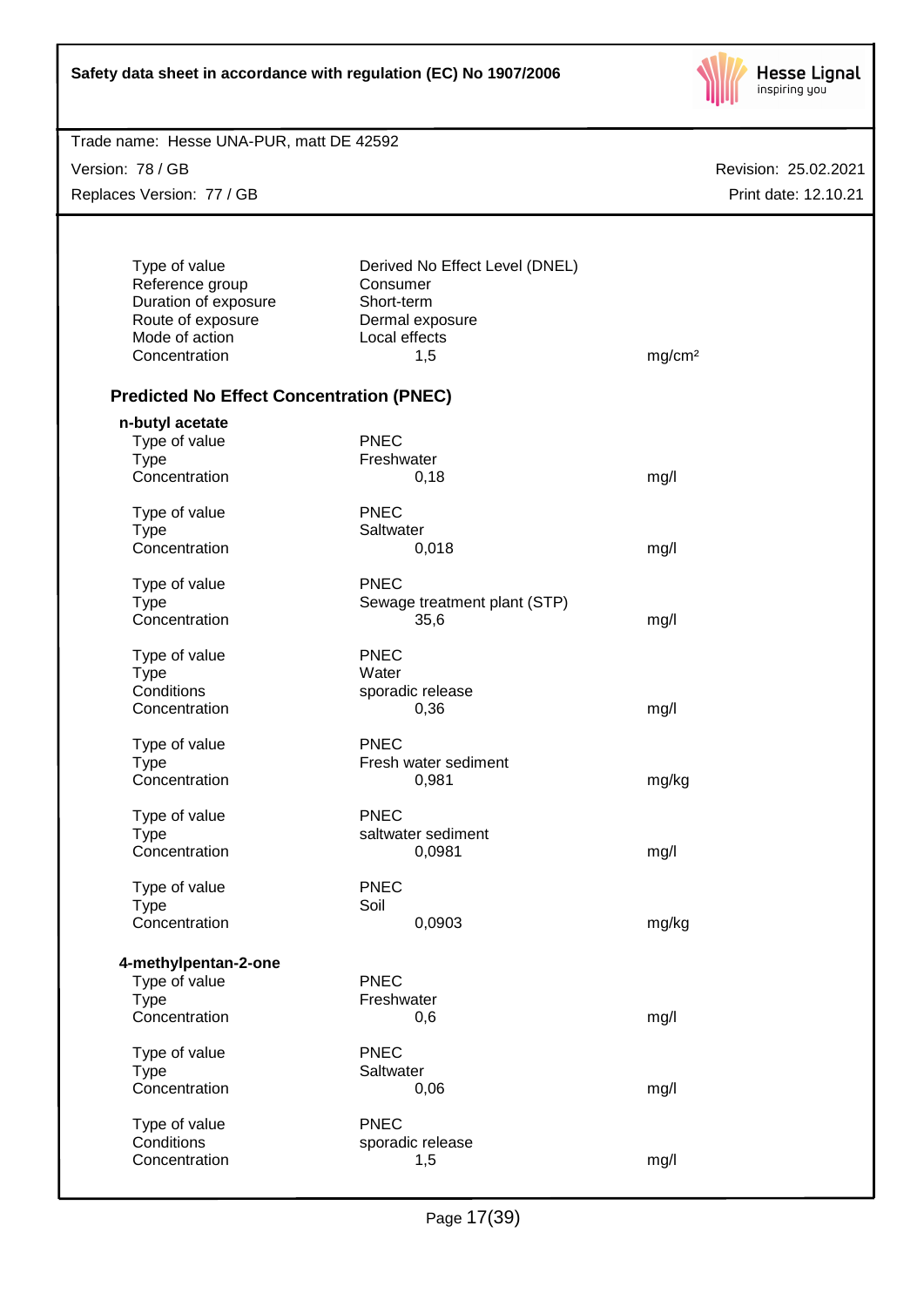| | | |
|---|---|---|
| Type of value | Derived No Effect Level (DNEL) | |
| Reference group | Consumer | |
| Duration of exposure | Short-term | |
| Route of exposure | Dermal exposure | |
| Mode of action | Local effects | |
| Concentration | 1,5 | mg/cm² |

### Predicted No Effect Concentration (PNEC)

**n-butyl acetate**

| | | |
|---|---|---|
| Type of value | PNEC | |
| Type | Freshwater | |
| Concentration | 0,18 | mg/l |

| | | |
|---|---|---|
| Type of value | PNEC | |
| Type | Saltwater | |
| Concentration | 0,018 | mg/l |

| | | |
|---|---|---|
| Type of value | PNEC | |
| Type | Sewage treatment plant (STP) | |
| Concentration | 35,6 | mg/l |

| | | |
|---|---|---|
| Type of value | PNEC | |
| Type | Water | |
| Conditions | sporadic release | |
| Concentration | 0,36 | mg/l |

| | | |
|---|---|---|
| Type of value | PNEC | |
| Type | Fresh water sediment | |
| Concentration | 0,981 | mg/kg |

| | | |
|---|---|---|
| Type of value | PNEC | |
| Type | saltwater sediment | |
| Concentration | 0,0981 | mg/l |

| | | |
|---|---|---|
| Type of value | PNEC | |
| Type | Soil | |
| Concentration | 0,0903 | mg/kg |

**4-methylpentan-2-one**

| | | |
|---|---|---|
| Type of value | PNEC | |
| Type | Freshwater | |
| Concentration | 0,6 | mg/l |

| | | |
|---|---|---|
| Type of value | PNEC | |
| Type | Saltwater | |
| Concentration | 0,06 | mg/l |

| | | |
|---|---|---|
| Type of value | PNEC | |
| Conditions | sporadic release | |
| Concentration | 1,5 | mg/l |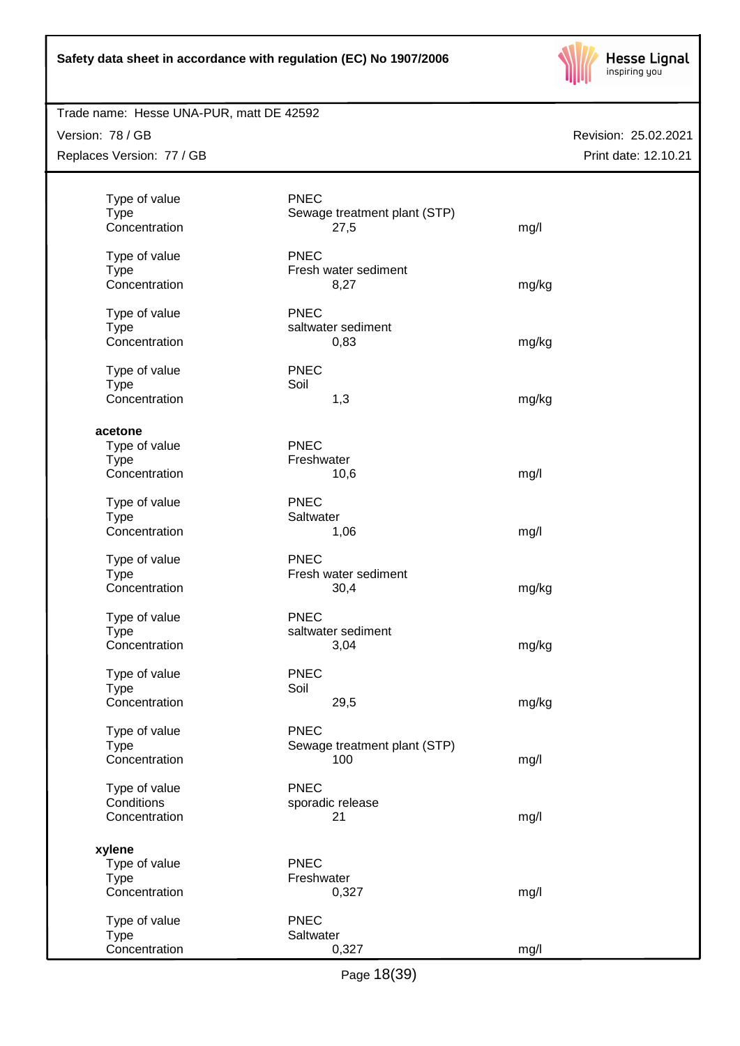| | | |
|---|---|---|
| Type of value | PNEC | |
| Type | Sewage treatment plant (STP) | |
| Concentration | 27,5 | mg/l |
| | | |
| Type of value | PNEC | |
| Type | Fresh water sediment | |
| Concentration | 8,27 | mg/kg |
| | | |
| Type of value | PNEC | |
| Type | saltwater sediment | |
| Concentration | 0,83 | mg/kg |
| | | |
| Type of value | PNEC | |
| Type | Soil | |
| Concentration | 1,3 | mg/kg |

**acetone**

| | | |
|---|---|---|
| Type of value | PNEC | |
| Type | Freshwater | |
| Concentration | 10,6 | mg/l |
| | | |
| Type of value | PNEC | |
| Type | Saltwater | |
| Concentration | 1,06 | mg/l |
| | | |
| Type of value | PNEC | |
| Type | Fresh water sediment | |
| Concentration | 30,4 | mg/kg |
| | | |
| Type of value | PNEC | |
| Type | saltwater sediment | |
| Concentration | 3,04 | mg/kg |
| | | |
| Type of value | PNEC | |
| Type | Soil | |
| Concentration | 29,5 | mg/kg |
| | | |
| Type of value | PNEC | |
| Type | Sewage treatment plant (STP) | |
| Concentration | 100 | mg/l |
| | | |
| Type of value | PNEC | |
| Conditions | sporadic release | |
| Concentration | 21 | mg/l |

**xylene**

| | | |
|---|---|---|
| Type of value | PNEC | |
| Type | Freshwater | |
| Concentration | 0,327 | mg/l |
| | | |
| Type of value | PNEC | |
| Type | Saltwater | |
| Concentration | 0,327 | mg/l |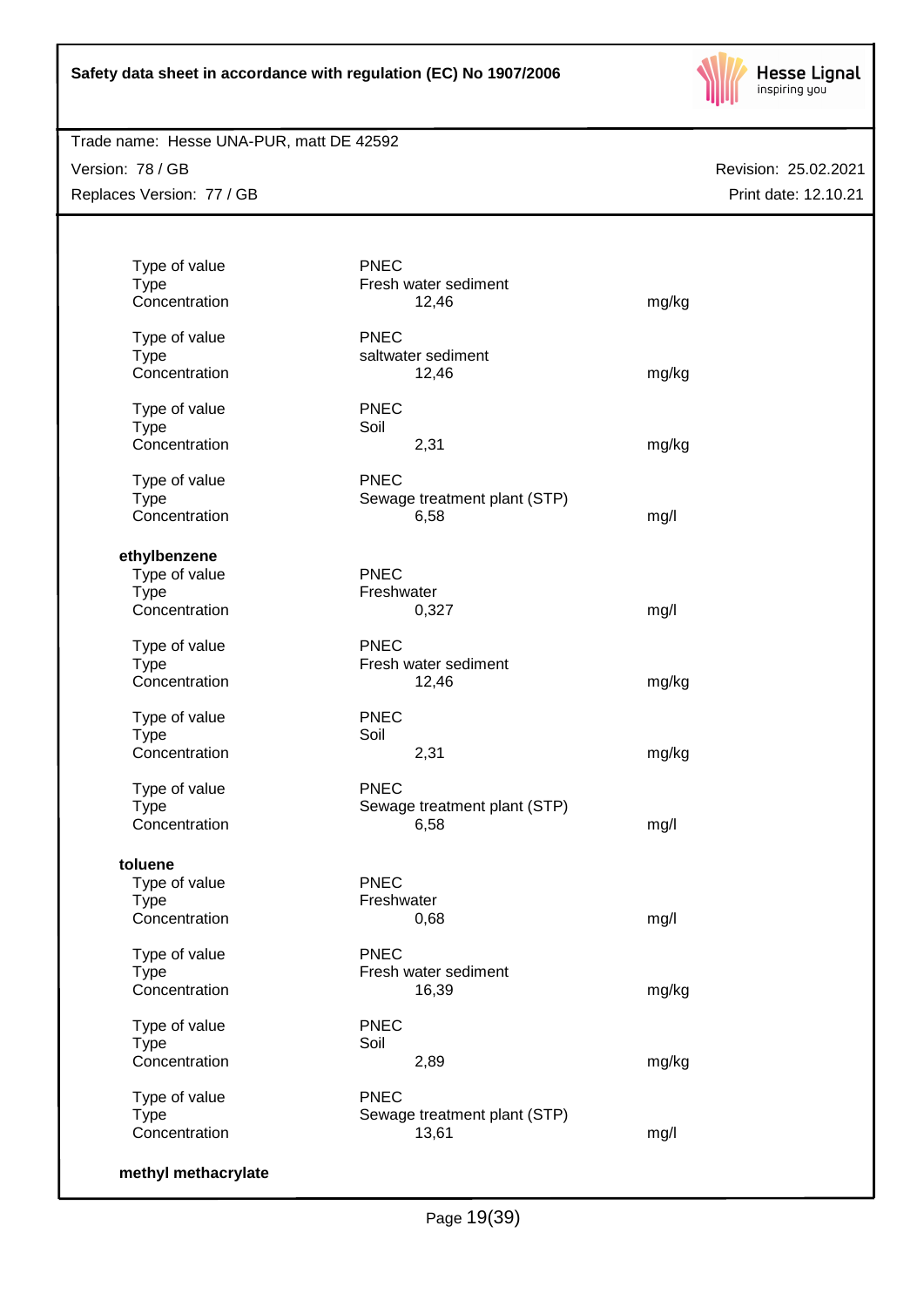| | | |
|---|---|---|
| Type of value | PNEC | |
| Type | Fresh water sediment | |
| Concentration | 12,46 | mg/kg |
| | | |
| Type of value | PNEC | |
| Type | saltwater sediment | |
| Concentration | 12,46 | mg/kg |
| | | |
| Type of value | PNEC | |
| Type | Soil | |
| Concentration | 2,31 | mg/kg |
| | | |
| Type of value | PNEC | |
| Type | Sewage treatment plant (STP) | |
| Concentration | 6,58 | mg/l |

**ethylbenzene**

| | | |
|---|---|---|
| Type of value | PNEC | |
| Type | Freshwater | |
| Concentration | 0,327 | mg/l |
| | | |
| Type of value | PNEC | |
| Type | Fresh water sediment | |
| Concentration | 12,46 | mg/kg |
| | | |
| Type of value | PNEC | |
| Type | Soil | |
| Concentration | 2,31 | mg/kg |
| | | |
| Type of value | PNEC | |
| Type | Sewage treatment plant (STP) | |
| Concentration | 6,58 | mg/l |

**toluene**

| | | |
|---|---|---|
| Type of value | PNEC | |
| Type | Freshwater | |
| Concentration | 0,68 | mg/l |
| | | |
| Type of value | PNEC | |
| Type | Fresh water sediment | |
| Concentration | 16,39 | mg/kg |
| | | |
| Type of value | PNEC | |
| Type | Soil | |
| Concentration | 2,89 | mg/kg |
| | | |
| Type of value | PNEC | |
| Type | Sewage treatment plant (STP) | |
| Concentration | 13,61 | mg/l |

**methyl methacrylate**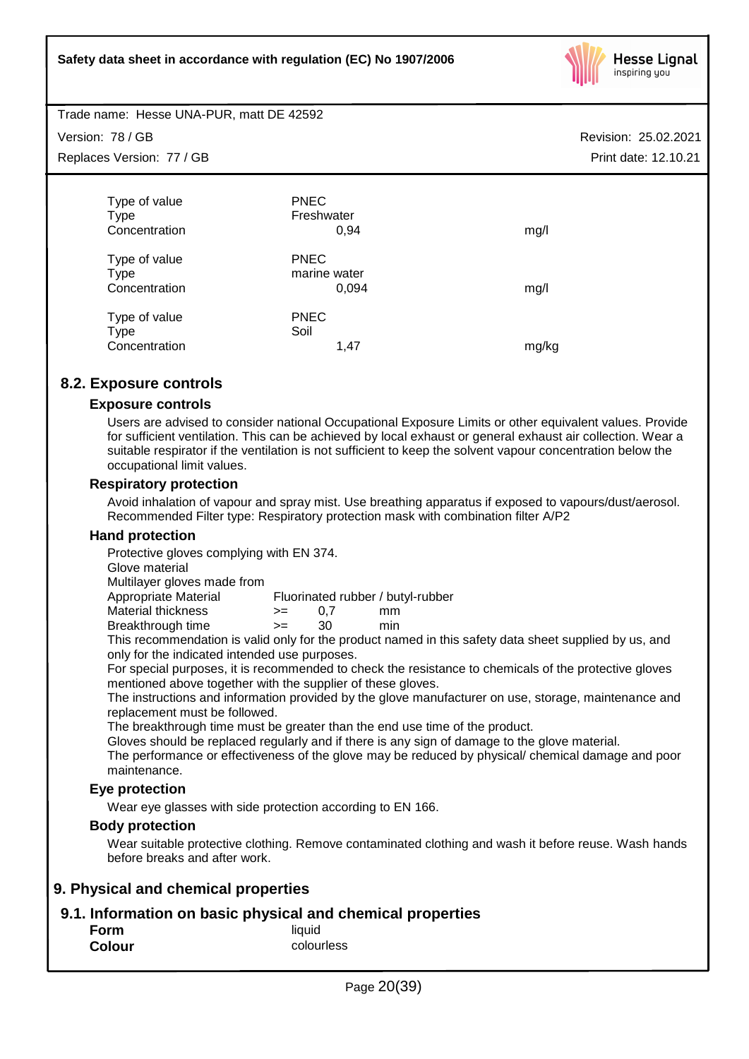| | | |
|---|---|---|
| Type of value | PNEC | |
| Type | Freshwater | |
| Concentration | 0,94 | mg/l |

| | | |
|---|---|---|
| Type of value | PNEC | |
| Type | marine water | |
| Concentration | 0,094 | mg/l |

| | | |
|---|---|---|
| Type of value | PNEC | |
| Type | Soil | |
| Concentration | 1,47 | mg/kg |

## 8.2. Exposure controls

### Exposure controls

Users are advised to consider national Occupational Exposure Limits or other equivalent values. Provide for sufficient ventilation. This can be achieved by local exhaust or general exhaust air collection. Wear a suitable respirator if the ventilation is not sufficient to keep the solvent vapour concentration below the occupational limit values.

### Respiratory protection

Avoid inhalation of vapour and spray mist. Use breathing apparatus if exposed to vapours/dust/aerosol. Recommended Filter type: Respiratory protection mask with combination filter A/P2

### Hand protection

Protective gloves complying with EN 374.
Glove material
Multilayer gloves made from

| | | | |
|---|---|---|---|
| Appropriate Material | Fluorinated rubber / butyl-rubber | | |
| Material thickness | >= | 0,7 | mm |
| Breakthrough time | >= | 30 | min |

This recommendation is valid only for the product named in this safety data sheet supplied by us, and only for the indicated intended use purposes.
For special purposes, it is recommended to check the resistance to chemicals of the protective gloves mentioned above together with the supplier of these gloves.
The instructions and information provided by the glove manufacturer on use, storage, maintenance and replacement must be followed.
The breakthrough time must be greater than the end use time of the product.
Gloves should be replaced regularly and if there is any sign of damage to the glove material.
The performance or effectiveness of the glove may be reduced by physical/ chemical damage and poor maintenance.

### Eye protection

Wear eye glasses with side protection according to EN 166.

### Body protection

Wear suitable protective clothing. Remove contaminated clothing and wash it before reuse. Wash hands before breaks and after work.

# 9. Physical and chemical properties

## 9.1. Information on basic physical and chemical properties

| | |
|---|---|
| **Form** | liquid |
| **Colour** | colourless |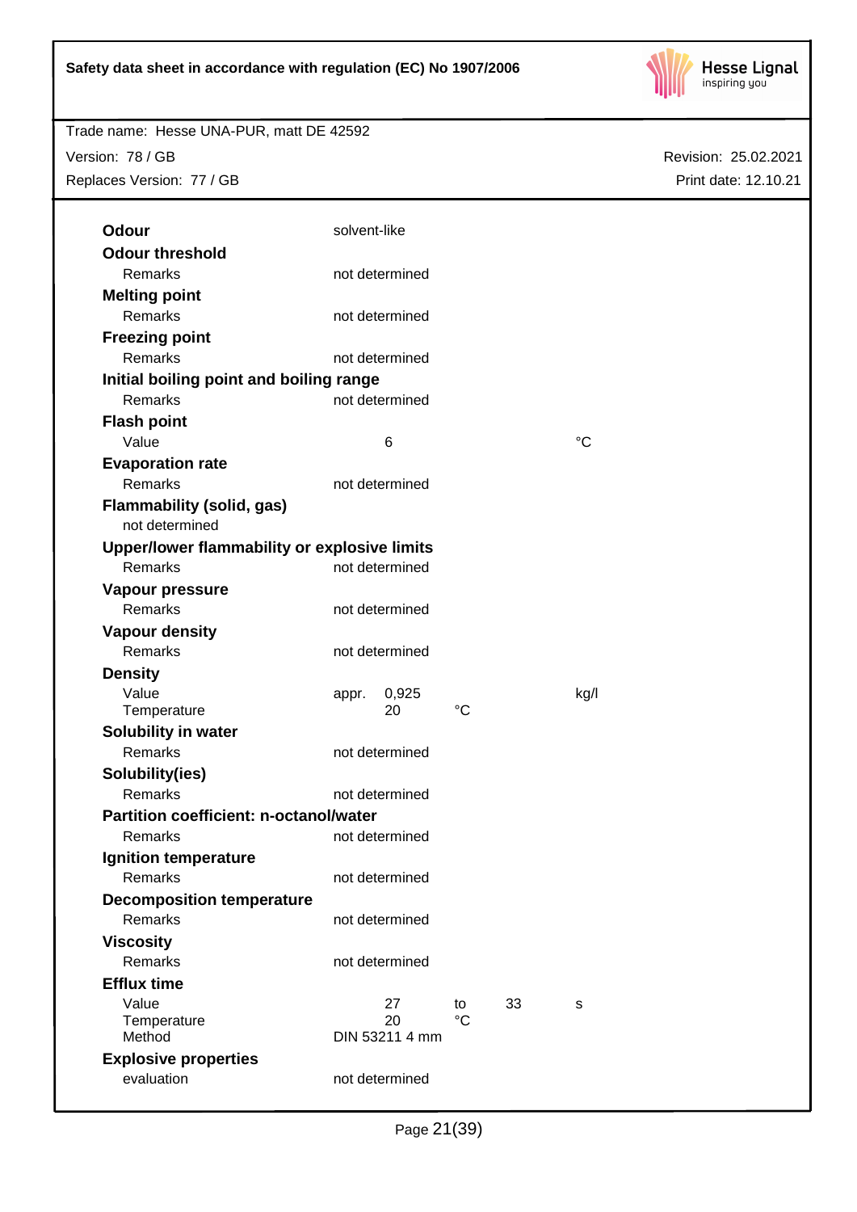| | | | | | |
|---|---|---|---|---|---|
| **Odour** | solvent-like | | | | |
| **Odour threshold** | | | | | |
| Remarks | not determined | | | | |
| **Melting point** | | | | | |
| Remarks | not determined | | | | |
| **Freezing point** | | | | | |
| Remarks | not determined | | | | |
| **Initial boiling point and boiling range** | | | | | |
| Remarks | not determined | | | | |
| **Flash point** | | | | | |
| Value | | 6 | | | °C |
| **Evaporation rate** | | | | | |
| Remarks | not determined | | | | |
| **Flammability (solid, gas)** | | | | | |
| not determined | | | | | |
| **Upper/lower flammability or explosive limits** | | | | | |
| Remarks | not determined | | | | |
| **Vapour pressure** | | | | | |
| Remarks | not determined | | | | |
| **Vapour density** | | | | | |
| Remarks | not determined | | | | |
| **Density** | | | | | |
| Value | appr. | 0,925 | | | kg/l |
| Temperature | | 20 | °C | | |
| **Solubility in water** | | | | | |
| Remarks | not determined | | | | |
| **Solubility(ies)** | | | | | |
| Remarks | not determined | | | | |
| **Partition coefficient: n-octanol/water** | | | | | |
| Remarks | not determined | | | | |
| **Ignition temperature** | | | | | |
| Remarks | not determined | | | | |
| **Decomposition temperature** | | | | | |
| Remarks | not determined | | | | |
| **Viscosity** | | | | | |
| Remarks | not determined | | | | |
| **Efflux time** | | | | | |
| Value | | 27 | to | 33 | s |
| Temperature | | 20 | °C | | |
| Method | DIN 53211 4 mm | | | | |
| **Explosive properties** | | | | | |
| evaluation | not determined | | | | |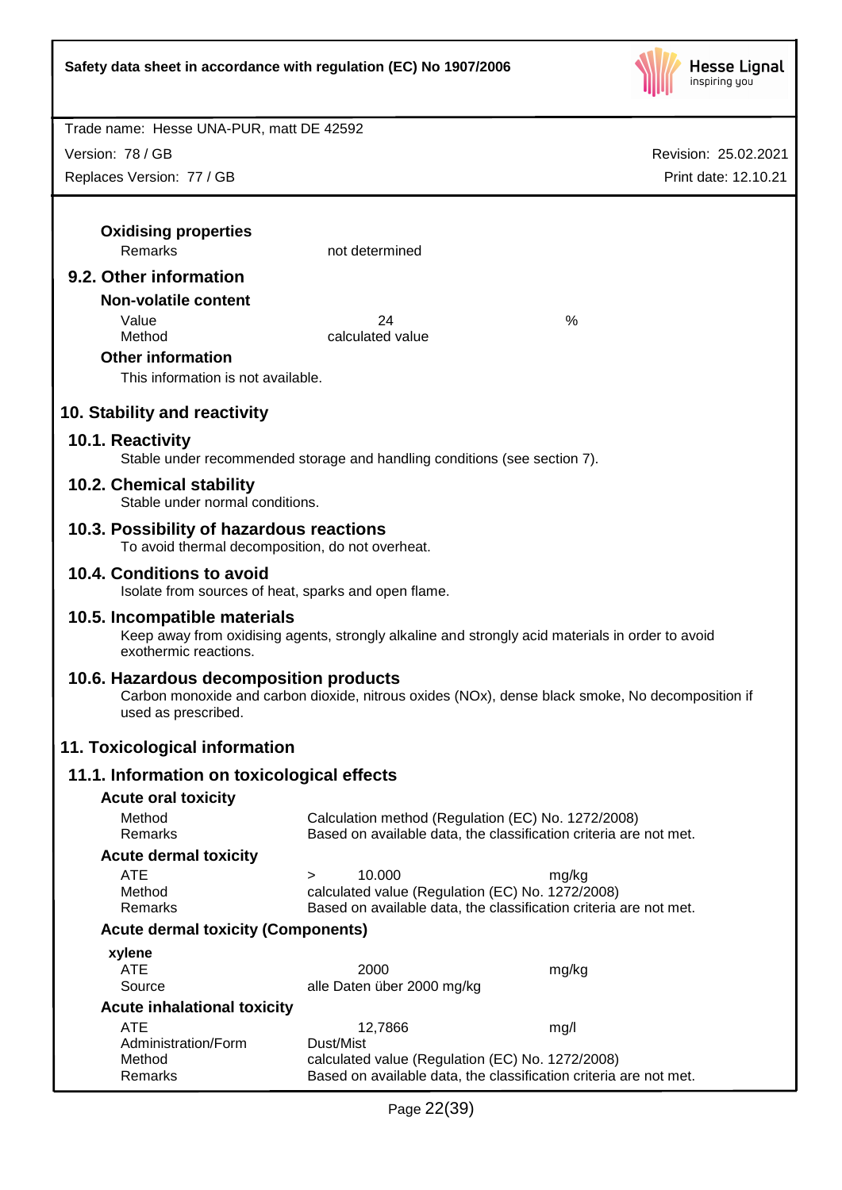**Oxidising properties**

| | | |
|---|---|---|
| Remarks | not determined | |

## 9.2. Other information

**Non-volatile content**

| | | |
|---|---|---|
| Value | 24 | % |
| Method | calculated value | |

**Other information**

This information is not available.

# 10. Stability and reactivity

## 10.1. Reactivity

Stable under recommended storage and handling conditions (see section 7).

## 10.2. Chemical stability

Stable under normal conditions.

## 10.3. Possibility of hazardous reactions

To avoid thermal decomposition, do not overheat.

## 10.4. Conditions to avoid

Isolate from sources of heat, sparks and open flame.

## 10.5. Incompatible materials

Keep away from oxidising agents, strongly alkaline and strongly acid materials in order to avoid exothermic reactions.

## 10.6. Hazardous decomposition products

Carbon monoxide and carbon dioxide, nitrous oxides (NOx), dense black smoke, No decomposition if used as prescribed.

# 11. Toxicological information

## 11.1. Information on toxicological effects

**Acute oral toxicity**

| | |
|---|---|
| Method | Calculation method (Regulation (EC) No. 1272/2008) |
| Remarks | Based on available data, the classification criteria are not met. |

**Acute dermal toxicity**

| | | |
|---|---|---|
| ATE | > 10.000 | mg/kg |
| Method | calculated value (Regulation (EC) No. 1272/2008) | |
| Remarks | Based on available data, the classification criteria are not met. | |

**Acute dermal toxicity (Components)**

**xylene**

| | | |
|---|---|---|
| ATE | 2000 | mg/kg |
| Source | alle Daten über 2000 mg/kg | |

**Acute inhalational toxicity**

| | | |
|---|---|---|
| ATE | 12,7866 | mg/l |
| Administration/Form | Dust/Mist | |
| Method | calculated value (Regulation (EC) No. 1272/2008) | |
| Remarks | Based on available data, the classification criteria are not met. | |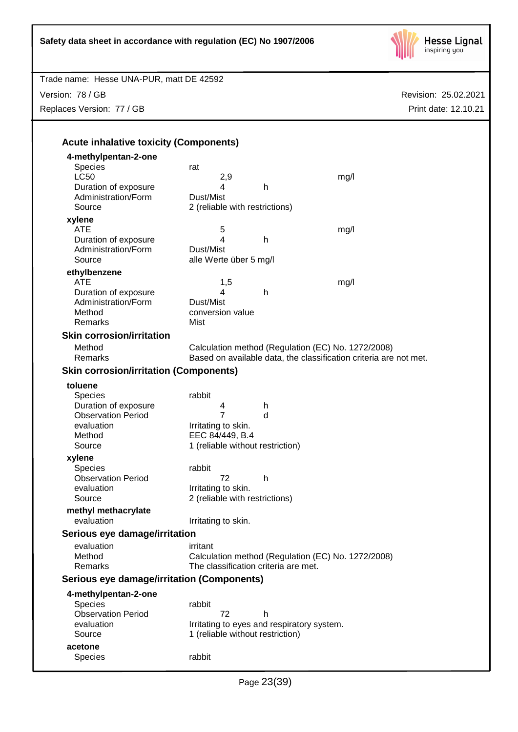### Acute inhalative toxicity (Components)

**4-methylpentan-2-one**

| | | | |
|---|---|---|---|
| Species | rat | | |
| LC50 | 2,9 | | mg/l |
| Duration of exposure | 4 | h | |
| Administration/Form | Dust/Mist | | |
| Source | 2 (reliable with restrictions) | | |

**xylene**

| | | | |
|---|---|---|---|
| ATE | 5 | | mg/l |
| Duration of exposure | 4 | h | |
| Administration/Form | Dust/Mist | | |
| Source | alle Werte über 5 mg/l | | |

**ethylbenzene**

| | | | |
|---|---|---|---|
| ATE | 1,5 | | mg/l |
| Duration of exposure | 4 | h | |
| Administration/Form | Dust/Mist | | |
| Method | conversion value | | |
| Remarks | Mist | | |

### Skin corrosion/irritation

| | |
|---|---|
| Method | Calculation method (Regulation (EC) No. 1272/2008) |
| Remarks | Based on available data, the classification criteria are not met. |

### Skin corrosion/irritation (Components)

**toluene**

| | | |
|---|---|---|
| Species | rabbit | |
| Duration of exposure | 4 | h |
| Observation Period | 7 | d |
| evaluation | Irritating to skin. | |
| Method | EEC 84/449, B.4 | |
| Source | 1 (reliable without restriction) | |

**xylene**

| | | |
|---|---|---|
| Species | rabbit | |
| Observation Period | 72 | h |
| evaluation | Irritating to skin. | |
| Source | 2 (reliable with restrictions) | |

**methyl methacrylate**

| | |
|---|---|
| evaluation | Irritating to skin. |

### Serious eye damage/irritation

| | |
|---|---|
| evaluation | irritant |
| Method | Calculation method (Regulation (EC) No. 1272/2008) |
| Remarks | The classification criteria are met. |

### Serious eye damage/irritation (Components)

**4-methylpentan-2-one**

| | | |
|---|---|---|
| Species | rabbit | |
| Observation Period | 72 | h |
| evaluation | Irritating to eyes and respiratory system. | |
| Source | 1 (reliable without restriction) | |

**acetone**

| | |
|---|---|
| Species | rabbit |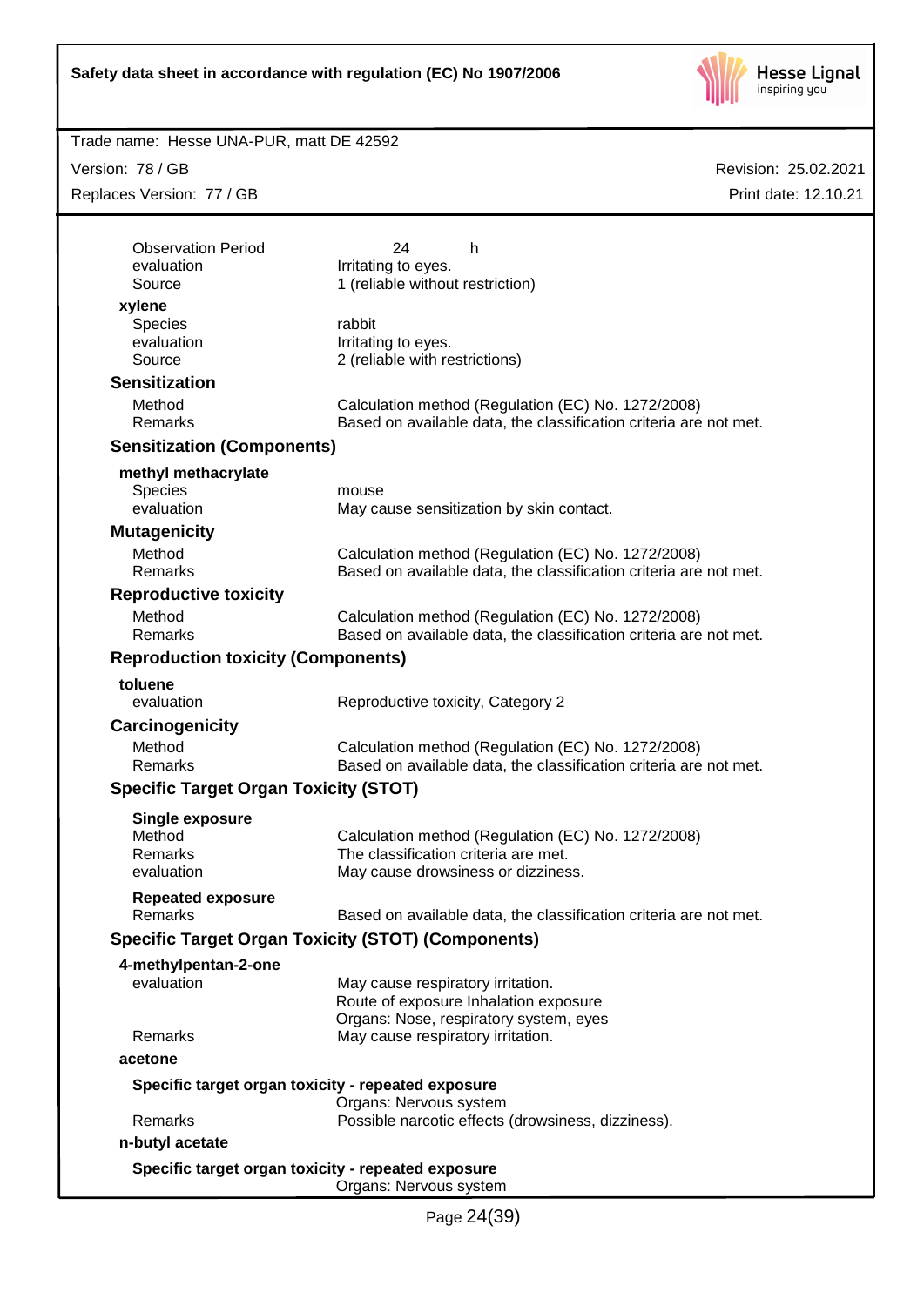| | |
|---|---|
| Observation Period | 24 h |
| evaluation | Irritating to eyes. |
| Source | 1 (reliable without restriction) |

**xylene**

| | |
|---|---|
| Species | rabbit |
| evaluation | Irritating to eyes. |
| Source | 2 (reliable with restrictions) |

### Sensitization

| | |
|---|---|
| Method | Calculation method (Regulation (EC) No. 1272/2008) |
| Remarks | Based on available data, the classification criteria are not met. |

### Sensitization (Components)

**methyl methacrylate**

| | |
|---|---|
| Species | mouse |
| evaluation | May cause sensitization by skin contact. |

### Mutagenicity

| | |
|---|---|
| Method | Calculation method (Regulation (EC) No. 1272/2008) |
| Remarks | Based on available data, the classification criteria are not met. |

### Reproductive toxicity

| | |
|---|---|
| Method | Calculation method (Regulation (EC) No. 1272/2008) |
| Remarks | Based on available data, the classification criteria are not met. |

### Reproduction toxicity (Components)

**toluene**

| | |
|---|---|
| evaluation | Reproductive toxicity, Category 2 |

### Carcinogenicity

| | |
|---|---|
| Method | Calculation method (Regulation (EC) No. 1272/2008) |
| Remarks | Based on available data, the classification criteria are not met. |

### Specific Target Organ Toxicity (STOT)

**Single exposure**

| | |
|---|---|
| Method | Calculation method (Regulation (EC) No. 1272/2008) |
| Remarks | The classification criteria are met. |
| evaluation | May cause drowsiness or dizziness. |

**Repeated exposure**

| | |
|---|---|
| Remarks | Based on available data, the classification criteria are not met. |

### Specific Target Organ Toxicity (STOT) (Components)

**4-methylpentan-2-one**

| | |
|---|---|
| evaluation | May cause respiratory irritation.<br>Route of exposure Inhalation exposure<br>Organs: Nose, respiratory system, eyes |
| Remarks | May cause respiratory irritation. |

**acetone**

**Specific target organ toxicity - repeated exposure**

| | |
|---|---|
| | Organs: Nervous system |
| Remarks | Possible narcotic effects (drowsiness, dizziness). |

**n-butyl acetate**

**Specific target organ toxicity - repeated exposure**

| | |
|---|---|
| | Organs: Nervous system |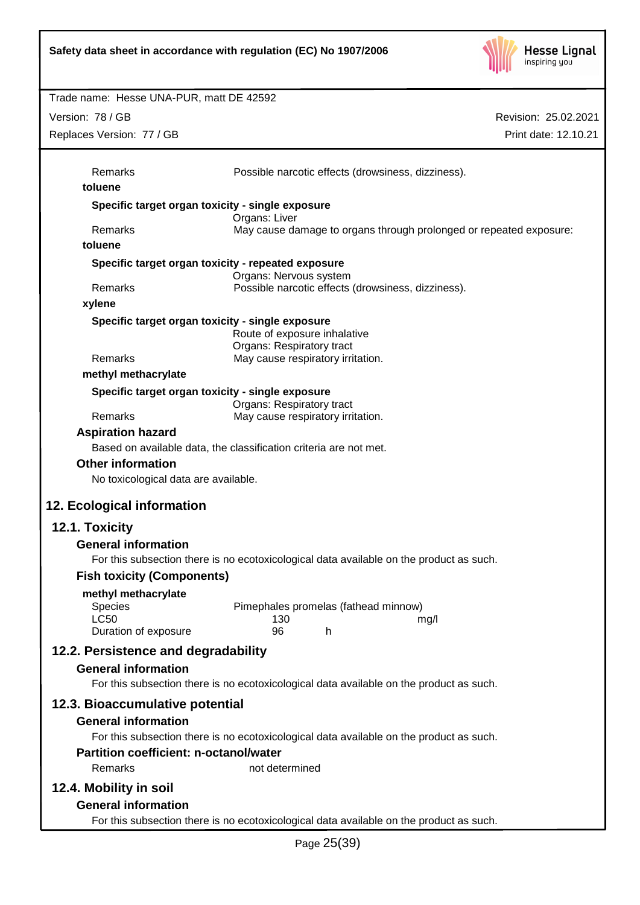| | |
|---|---|
| Remarks | Possible narcotic effects (drowsiness, dizziness). |

**toluene**

**Specific target organ toxicity - single exposure**

| | |
|---|---|
| | Organs: Liver |
| Remarks | May cause damage to organs through prolonged or repeated exposure: |

**toluene**

**Specific target organ toxicity - repeated exposure**

| | |
|---|---|
| | Organs: Nervous system |
| Remarks | Possible narcotic effects (drowsiness, dizziness). |

**xylene**

**Specific target organ toxicity - single exposure**

| | |
|---|---|
| | Route of exposure inhalative |
| | Organs: Respiratory tract |
| Remarks | May cause respiratory irritation. |

**methyl methacrylate**

**Specific target organ toxicity - single exposure**

| | |
|---|---|
| | Organs: Respiratory tract |
| Remarks | May cause respiratory irritation. |

### Aspiration hazard

Based on available data, the classification criteria are not met.

### Other information

No toxicological data are available.

## 12. Ecological information

## 12.1. Toxicity

### General information

For this subsection there is no ecotoxicological data available on the product as such.

### Fish toxicity (Components)

**methyl methacrylate**

| | | |
|---|---|---|
| Species | Pimephales promelas (fathead minnow) | |
| LC50 | 130 | mg/l |
| Duration of exposure | 96 | h |

## 12.2. Persistence and degradability

### General information

For this subsection there is no ecotoxicological data available on the product as such.

## 12.3. Bioaccumulative potential

### General information

For this subsection there is no ecotoxicological data available on the product as such.

### Partition coefficient: n-octanol/water

| | |
|---|---|
| Remarks | not determined |

## 12.4. Mobility in soil

### General information

For this subsection there is no ecotoxicological data available on the product as such.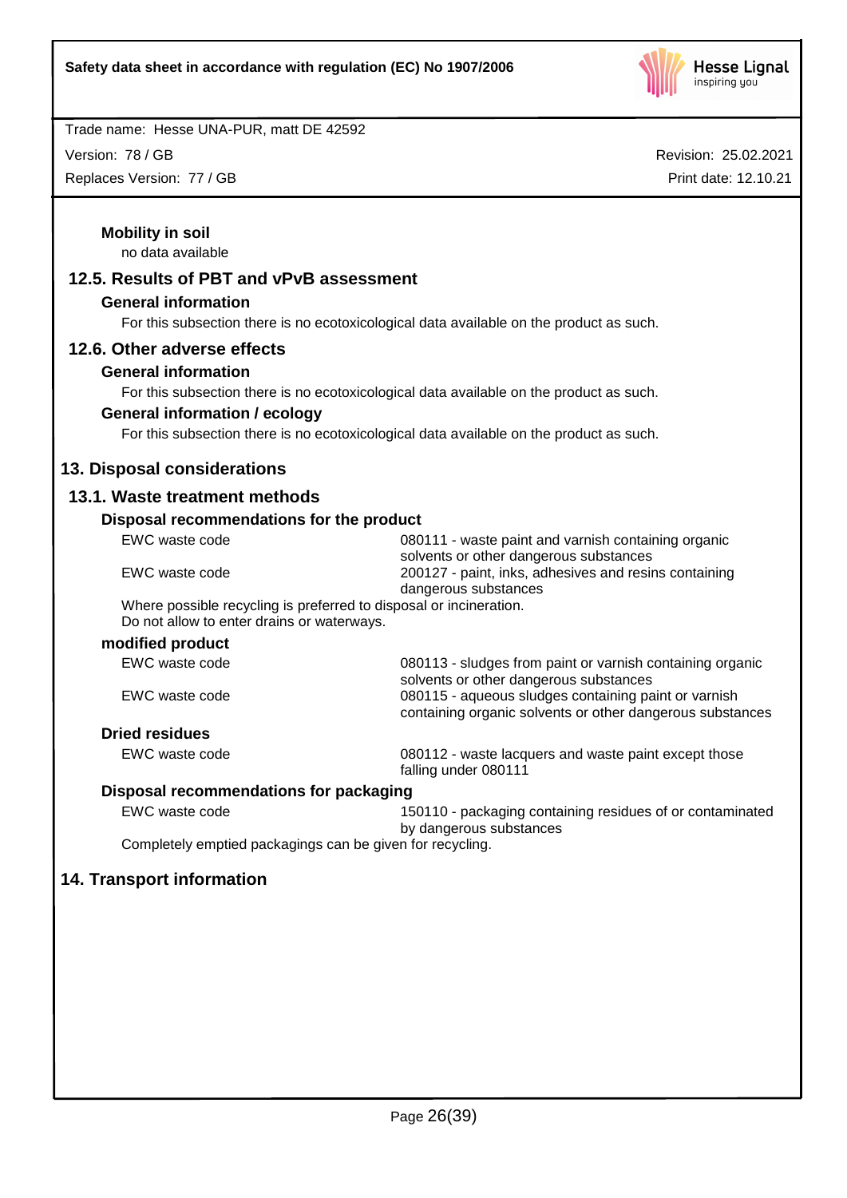**Mobility in soil**

no data available

## 12.5. Results of PBT and vPvB assessment

**General information**

For this subsection there is no ecotoxicological data available on the product as such.

## 12.6. Other adverse effects

**General information**

For this subsection there is no ecotoxicological data available on the product as such.

**General information / ecology**

For this subsection there is no ecotoxicological data available on the product as such.

# 13. Disposal considerations

## 13.1. Waste treatment methods

**Disposal recommendations for the product**

| | |
|---|---|
| EWC waste code | 080111 - waste paint and varnish containing organic solvents or other dangerous substances |
| EWC waste code | 200127 - paint, inks, adhesives and resins containing dangerous substances |

Where possible recycling is preferred to disposal or incineration.
Do not allow to enter drains or waterways.

**modified product**

| | |
|---|---|
| EWC waste code | 080113 - sludges from paint or varnish containing organic solvents or other dangerous substances |
| EWC waste code | 080115 - aqueous sludges containing paint or varnish containing organic solvents or other dangerous substances |

**Dried residues**

| | |
|---|---|
| EWC waste code | 080112 - waste lacquers and waste paint except those falling under 080111 |

**Disposal recommendations for packaging**

| | |
|---|---|
| EWC waste code | 150110 - packaging containing residues of or contaminated by dangerous substances |

Completely emptied packagings can be given for recycling.

# 14. Transport information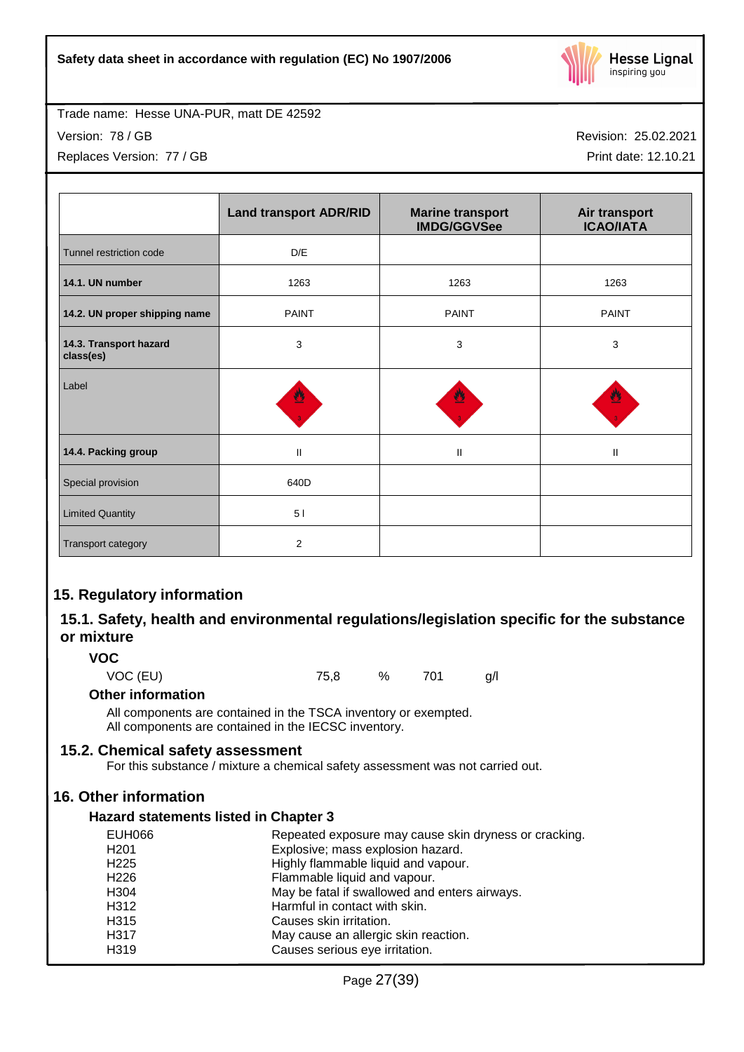Trade name: Hesse UNA-PUR, matt DE 42592

Version: 78 / GB

Replaces Version: 77 / GB

Revision: 25.02.2021

Print date: 12.10.21

| | Land transport ADR/RID | Marine transport IMDG/GGVSee | Air transport ICAO/IATA |
|---|---|---|---|
| Tunnel restriction code | D/E | | |
| **14.1. UN number** | 1263 | 1263 | 1263 |
| **14.2. UN proper shipping name** | PAINT | PAINT | PAINT |
| **14.3. Transport hazard class(es)** | 3 | 3 | 3 |
| Label | | | |
| **14.4. Packing group** | II | II | II |
| Special provision | 640D | | |
| Limited Quantity | 5 l | | |
| Transport category | 2 | | |

## 15. Regulatory information

### 15.1. Safety, health and environmental regulations/legislation specific for the substance or mixture

**VOC**

VOC (EU) 75,8 % 701 g/l

**Other information**

All components are contained in the TSCA inventory or exempted.
All components are contained in the IECSC inventory.

### 15.2. Chemical safety assessment

For this substance / mixture a chemical safety assessment was not carried out.

## 16. Other information

**Hazard statements listed in Chapter 3**

| | |
|---|---|
| EUH066 | Repeated exposure may cause skin dryness or cracking. |
| H201 | Explosive; mass explosion hazard. |
| H225 | Highly flammable liquid and vapour. |
| H226 | Flammable liquid and vapour. |
| H304 | May be fatal if swallowed and enters airways. |
| H312 | Harmful in contact with skin. |
| H315 | Causes skin irritation. |
| H317 | May cause an allergic skin reaction. |
| H319 | Causes serious eye irritation. |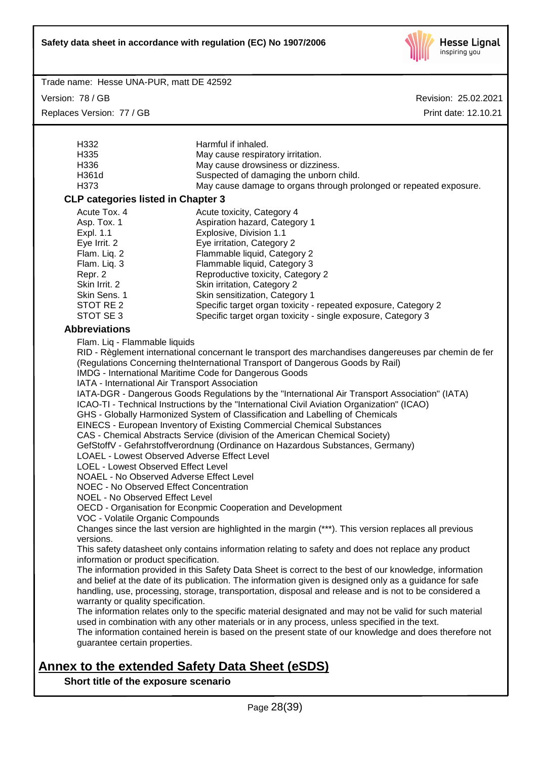| | |
|---|---|
| H332 | Harmful if inhaled. |
| H335 | May cause respiratory irritation. |
| H336 | May cause drowsiness or dizziness. |
| H361d | Suspected of damaging the unborn child. |
| H373 | May cause damage to organs through prolonged or repeated exposure. |

**CLP categories listed in Chapter 3**

| | |
|---|---|
| Acute Tox. 4 | Acute toxicity, Category 4 |
| Asp. Tox. 1 | Aspiration hazard, Category 1 |
| Expl. 1.1 | Explosive, Division 1.1 |
| Eye Irrit. 2 | Eye irritation, Category 2 |
| Flam. Liq. 2 | Flammable liquid, Category 2 |
| Flam. Liq. 3 | Flammable liquid, Category 3 |
| Repr. 2 | Reproductive toxicity, Category 2 |
| Skin Irrit. 2 | Skin irritation, Category 2 |
| Skin Sens. 1 | Skin sensitization, Category 1 |
| STOT RE 2 | Specific target organ toxicity - repeated exposure, Category 2 |
| STOT SE 3 | Specific target organ toxicity - single exposure, Category 3 |

**Abbreviations**

Flam. Liq - Flammable liquids
RID - Règlement international concernant le transport des marchandises dangereuses par chemin de fer (Regulations Concerning theInternational Transport of Dangerous Goods by Rail)
IMDG - International Maritime Code for Dangerous Goods
IATA - International Air Transport Association
IATA-DGR - Dangerous Goods Regulations by the "International Air Transport Association" (IATA)
ICAO-TI - Technical Instructions by the "International Civil Aviation Organization" (ICAO)
GHS - Globally Harmonized System of Classification and Labelling of Chemicals
EINECS - European Inventory of Existing Commercial Chemical Substances
CAS - Chemical Abstracts Service (division of the American Chemical Society)
GefStoffV - Gefahrstoffverordnung (Ordinance on Hazardous Substances, Germany)
LOAEL - Lowest Observed Adverse Effect Level
LOEL - Lowest Observed Effect Level
NOAEL - No Observed Adverse Effect Level
NOEC - No Observed Effect Concentration
NOEL - No Observed Effect Level
OECD - Organisation for Econpmic Cooperation and Development
VOC - Volatile Organic Compounds

Changes since the last version are highlighted in the margin (***). This version replaces all previous versions.

This safety datasheet only contains information relating to safety and does not replace any product information or product specification.

The information provided in this Safety Data Sheet is correct to the best of our knowledge, information and belief at the date of its publication. The information given is designed only as a guidance for safe handling, use, processing, storage, transportation, disposal and release and is not to be considered a warranty or quality specification.

The information relates only to the specific material designated and may not be valid for such material used in combination with any other materials or in any process, unless specified in the text.

The information contained herein is based on the present state of our knowledge and does therefore not guarantee certain properties.

## Annex to the extended Safety Data Sheet (eSDS)

**Short title of the exposure scenario**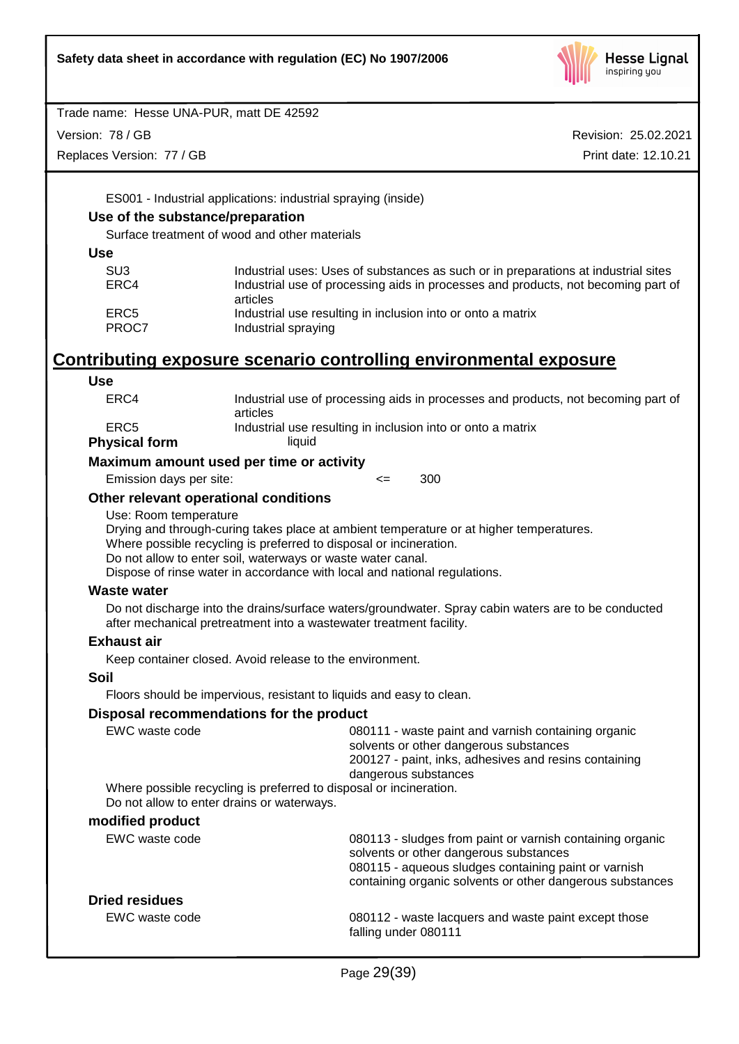ES001 - Industrial applications: industrial spraying (inside)

### Use of the substance/preparation

Surface treatment of wood and other materials

### Use

| | |
|---|---|
| SU3 | Industrial uses: Uses of substances as such or in preparations at industrial sites |
| ERC4 | Industrial use of processing aids in processes and products, not becoming part of articles |
| ERC5 | Industrial use resulting in inclusion into or onto a matrix |
| PROC7 | Industrial spraying |

## Contributing exposure scenario controlling environmental exposure

### Use

| | |
|---|---|
| ERC4 | Industrial use of processing aids in processes and products, not becoming part of articles |
| ERC5 | Industrial use resulting in inclusion into or onto a matrix |

**Physical form** liquid

### Maximum amount used per time or activity

Emission days per site: <= 300

### Other relevant operational conditions

Use: Room temperature
Drying and through-curing takes place at ambient temperature or at higher temperatures.
Where possible recycling is preferred to disposal or incineration.
Do not allow to enter soil, waterways or waste water canal.
Dispose of rinse water in accordance with local and national regulations.

### Waste water

Do not discharge into the drains/surface waters/groundwater. Spray cabin waters are to be conducted after mechanical pretreatment into a wastewater treatment facility.

### Exhaust air

Keep container closed. Avoid release to the environment.

### Soil

Floors should be impervious, resistant to liquids and easy to clean.

### Disposal recommendations for the product

EWC waste code: 080111 - waste paint and varnish containing organic solvents or other dangerous substances
200127 - paint, inks, adhesives and resins containing dangerous substances

Where possible recycling is preferred to disposal or incineration.
Do not allow to enter drains or waterways.

### modified product

EWC waste code: 080113 - sludges from paint or varnish containing organic solvents or other dangerous substances
080115 - aqueous sludges containing paint or varnish containing organic solvents or other dangerous substances

### Dried residues

EWC waste code: 080112 - waste lacquers and waste paint except those falling under 080111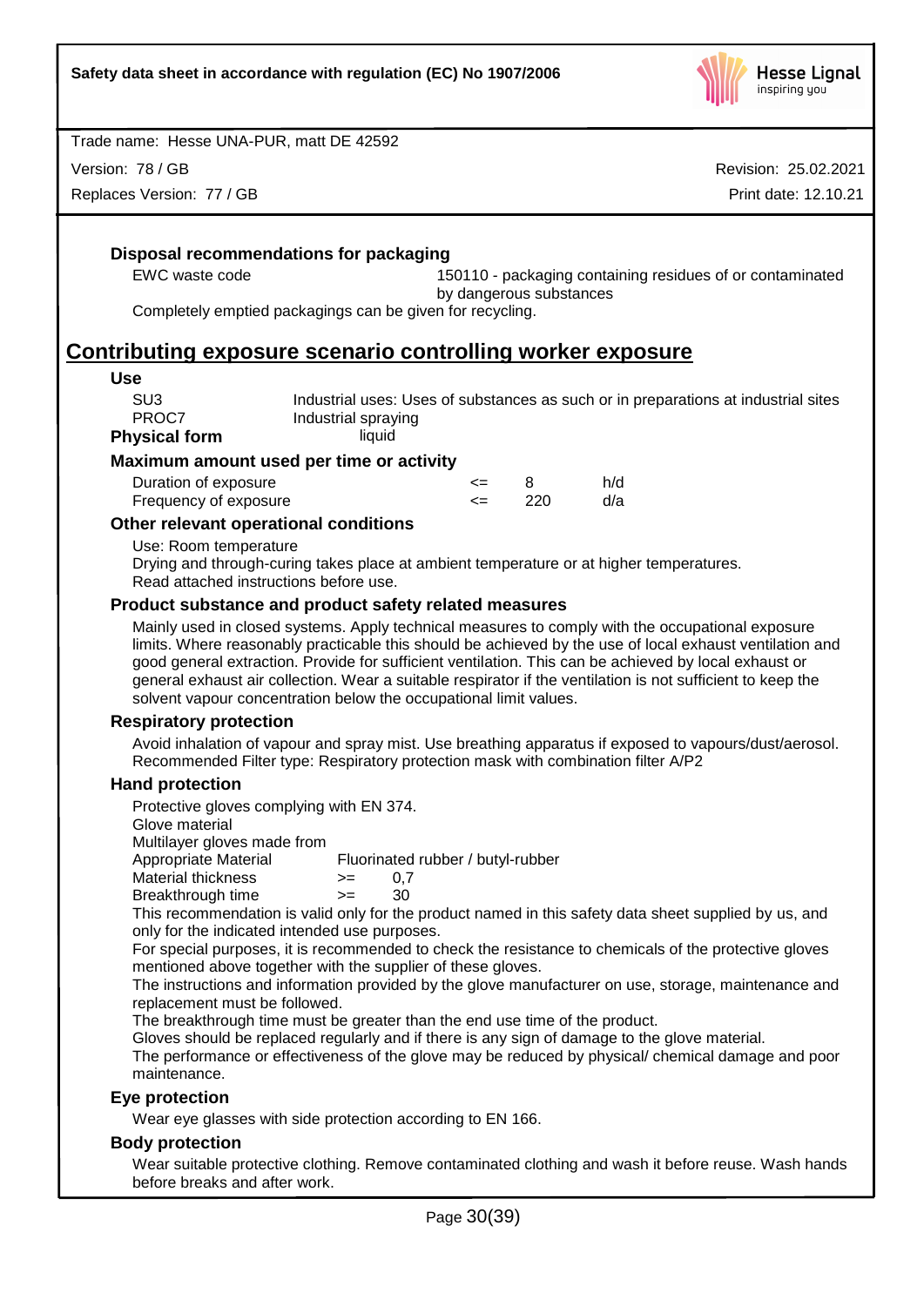#### Disposal recommendations for packaging

| | |
|---|---|
| EWC waste code | 150110 - packaging containing residues of or contaminated by dangerous substances |

Completely emptied packagings can be given for recycling.

## Contributing exposure scenario controlling worker exposure

#### Use

| | |
|---|---|
| SU3 | Industrial uses: Uses of substances as such or in preparations at industrial sites |
| PROC7 | Industrial spraying |

**Physical form** liquid

#### Maximum amount used per time or activity

| | | | |
|---|---|---|---|
| Duration of exposure | <= | 8 | h/d |
| Frequency of exposure | <= | 220 | d/a |

#### Other relevant operational conditions

Use: Room temperature
Drying and through-curing takes place at ambient temperature or at higher temperatures.
Read attached instructions before use.

#### Product substance and product safety related measures

Mainly used in closed systems. Apply technical measures to comply with the occupational exposure limits. Where reasonably practicable this should be achieved by the use of local exhaust ventilation and good general extraction. Provide for sufficient ventilation. This can be achieved by local exhaust or general exhaust air collection. Wear a suitable respirator if the ventilation is not sufficient to keep the solvent vapour concentration below the occupational limit values.

#### Respiratory protection

Avoid inhalation of vapour and spray mist. Use breathing apparatus if exposed to vapours/dust/aerosol.
Recommended Filter type: Respiratory protection mask with combination filter A/P2

#### Hand protection

Protective gloves complying with EN 374.
Glove material
Multilayer gloves made from

| | | |
|---|---|---|
| Appropriate Material | Fluorinated rubber / butyl-rubber | |
| Material thickness | >= | 0,7 |
| Breakthrough time | >= | 30 |

This recommendation is valid only for the product named in this safety data sheet supplied by us, and only for the indicated intended use purposes.
For special purposes, it is recommended to check the resistance to chemicals of the protective gloves mentioned above together with the supplier of these gloves.
The instructions and information provided by the glove manufacturer on use, storage, maintenance and replacement must be followed.
The breakthrough time must be greater than the end use time of the product.
Gloves should be replaced regularly and if there is any sign of damage to the glove material.
The performance or effectiveness of the glove may be reduced by physical/ chemical damage and poor maintenance.

#### Eye protection

Wear eye glasses with side protection according to EN 166.

#### Body protection

Wear suitable protective clothing. Remove contaminated clothing and wash it before reuse. Wash hands before breaks and after work.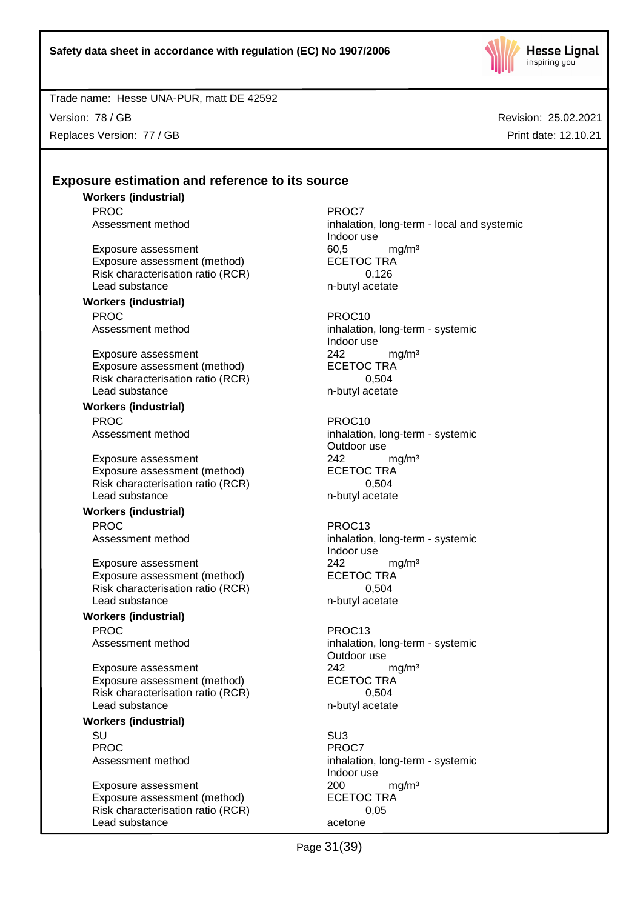## Exposure estimation and reference to its source

**Workers (industrial)**

| | |
|---|---|
| PROC | PROC7 |
| Assessment method | inhalation, long-term - local and systemic<br>Indoor use |
| Exposure assessment | 60,5 mg/m³ |
| Exposure assessment (method) | ECETOC TRA |
| Risk characterisation ratio (RCR) | 0,126 |
| Lead substance | n-butyl acetate |

**Workers (industrial)**

| | |
|---|---|
| PROC | PROC10 |
| Assessment method | inhalation, long-term - systemic<br>Indoor use |
| Exposure assessment | 242 mg/m³ |
| Exposure assessment (method) | ECETOC TRA |
| Risk characterisation ratio (RCR) | 0,504 |
| Lead substance | n-butyl acetate |

**Workers (industrial)**

| | |
|---|---|
| PROC | PROC10 |
| Assessment method | inhalation, long-term - systemic<br>Outdoor use |
| Exposure assessment | 242 mg/m³ |
| Exposure assessment (method) | ECETOC TRA |
| Risk characterisation ratio (RCR) | 0,504 |
| Lead substance | n-butyl acetate |

**Workers (industrial)**

| | |
|---|---|
| PROC | PROC13 |
| Assessment method | inhalation, long-term - systemic<br>Indoor use |
| Exposure assessment | 242 mg/m³ |
| Exposure assessment (method) | ECETOC TRA |
| Risk characterisation ratio (RCR) | 0,504 |
| Lead substance | n-butyl acetate |

**Workers (industrial)**

| | |
|---|---|
| PROC | PROC13 |
| Assessment method | inhalation, long-term - systemic<br>Outdoor use |
| Exposure assessment | 242 mg/m³ |
| Exposure assessment (method) | ECETOC TRA |
| Risk characterisation ratio (RCR) | 0,504 |
| Lead substance | n-butyl acetate |

**Workers (industrial)**

| | |
|---|---|
| SU | SU3 |
| PROC | PROC7 |
| Assessment method | inhalation, long-term - systemic<br>Indoor use |
| Exposure assessment | 200 mg/m³ |
| Exposure assessment (method) | ECETOC TRA |
| Risk characterisation ratio (RCR) | 0,05 |
| Lead substance | acetone |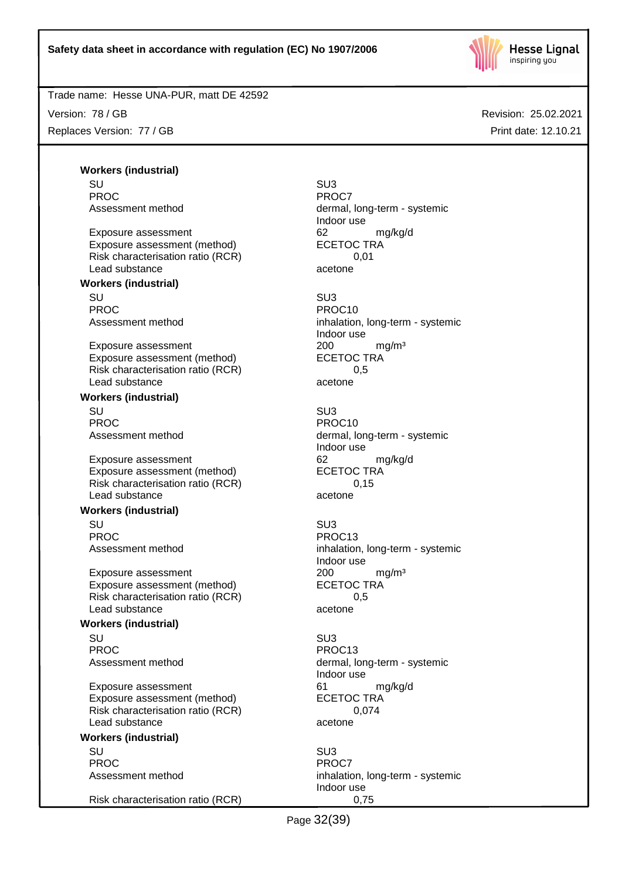**Workers (industrial)**

| | |
|---|---|
| SU | SU3 |
| PROC | PROC7 |
| Assessment method | dermal, long-term - systemic<br>Indoor use |
| Exposure assessment | 62 mg/kg/d |
| Exposure assessment (method) | ECETOC TRA |
| Risk characterisation ratio (RCR) | 0,01 |
| Lead substance | acetone |

**Workers (industrial)**

| | |
|---|---|
| SU | SU3 |
| PROC | PROC10 |
| Assessment method | inhalation, long-term - systemic<br>Indoor use |
| Exposure assessment | 200 mg/m³ |
| Exposure assessment (method) | ECETOC TRA |
| Risk characterisation ratio (RCR) | 0,5 |
| Lead substance | acetone |

**Workers (industrial)**

| | |
|---|---|
| SU | SU3 |
| PROC | PROC10 |
| Assessment method | dermal, long-term - systemic<br>Indoor use |
| Exposure assessment | 62 mg/kg/d |
| Exposure assessment (method) | ECETOC TRA |
| Risk characterisation ratio (RCR) | 0,15 |
| Lead substance | acetone |

**Workers (industrial)**

| | |
|---|---|
| SU | SU3 |
| PROC | PROC13 |
| Assessment method | inhalation, long-term - systemic<br>Indoor use |
| Exposure assessment | 200 mg/m³ |
| Exposure assessment (method) | ECETOC TRA |
| Risk characterisation ratio (RCR) | 0,5 |
| Lead substance | acetone |

**Workers (industrial)**

| | |
|---|---|
| SU | SU3 |
| PROC | PROC13 |
| Assessment method | dermal, long-term - systemic<br>Indoor use |
| Exposure assessment | 61 mg/kg/d |
| Exposure assessment (method) | ECETOC TRA |
| Risk characterisation ratio (RCR) | 0,074 |
| Lead substance | acetone |

**Workers (industrial)**

| | |
|---|---|
| SU | SU3 |
| PROC | PROC7 |
| Assessment method | inhalation, long-term - systemic<br>Indoor use |
| Risk characterisation ratio (RCR) | 0,75 |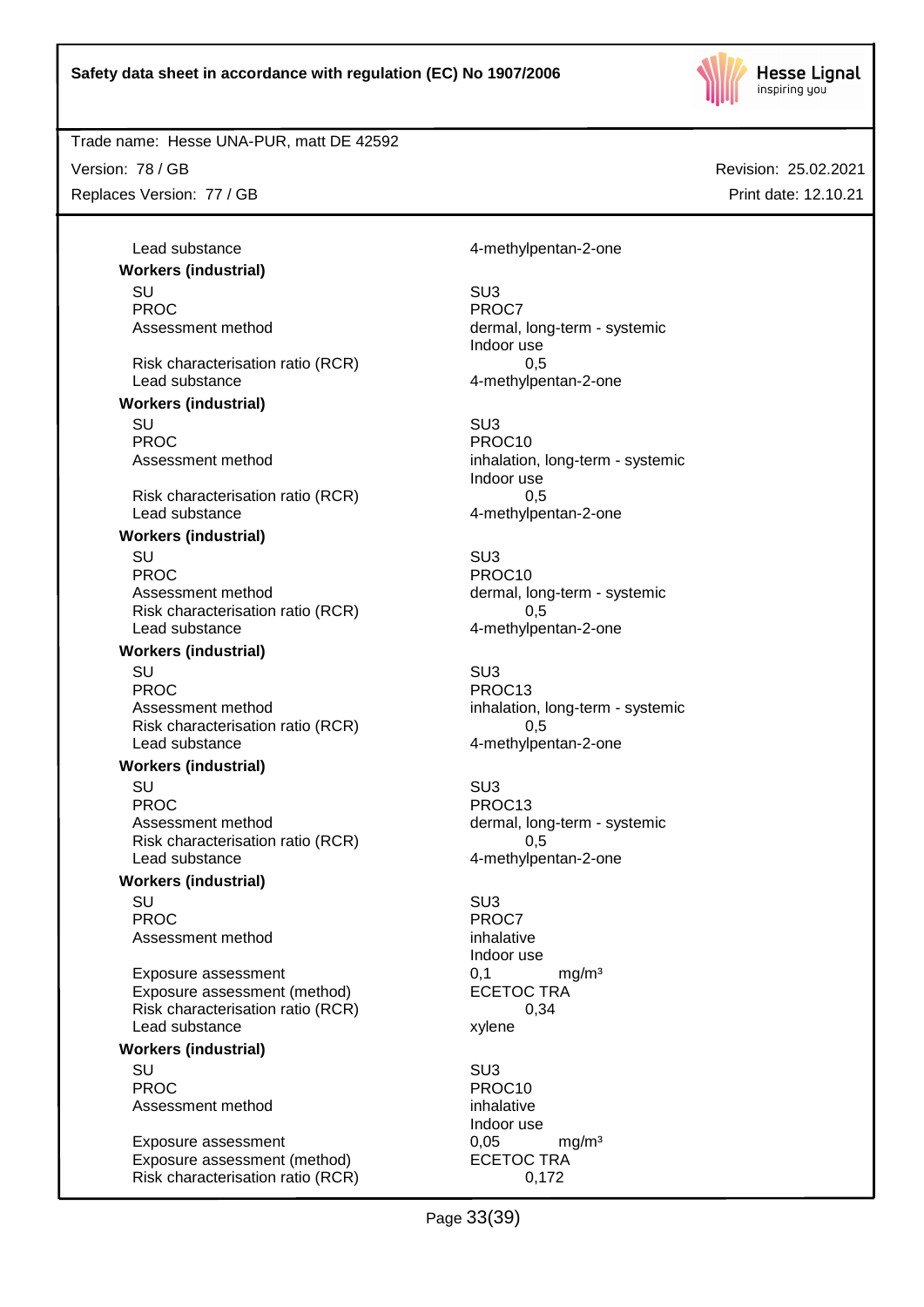Lead substance 4-methylpentan-2-one

**Workers (industrial)**

| | |
|---|---|
| SU | SU3 |
| PROC | PROC7 |
| Assessment method | dermal, long-term - systemic<br>Indoor use |
| Risk characterisation ratio (RCR) | 0,5 |
| Lead substance | 4-methylpentan-2-one |

**Workers (industrial)**

| | |
|---|---|
| SU | SU3 |
| PROC | PROC10 |
| Assessment method | inhalation, long-term - systemic<br>Indoor use |
| Risk characterisation ratio (RCR) | 0,5 |
| Lead substance | 4-methylpentan-2-one |

**Workers (industrial)**

| | |
|---|---|
| SU | SU3 |
| PROC | PROC10 |
| Assessment method | dermal, long-term - systemic |
| Risk characterisation ratio (RCR) | 0,5 |
| Lead substance | 4-methylpentan-2-one |

**Workers (industrial)**

| | |
|---|---|
| SU | SU3 |
| PROC | PROC13 |
| Assessment method | inhalation, long-term - systemic |
| Risk characterisation ratio (RCR) | 0,5 |
| Lead substance | 4-methylpentan-2-one |

**Workers (industrial)**

| | |
|---|---|
| SU | SU3 |
| PROC | PROC13 |
| Assessment method | dermal, long-term - systemic |
| Risk characterisation ratio (RCR) | 0,5 |
| Lead substance | 4-methylpentan-2-one |

**Workers (industrial)**

| | |
|---|---|
| SU | SU3 |
| PROC | PROC7 |
| Assessment method | inhalative<br>Indoor use |
| Exposure assessment | 0,1 mg/m³ |
| Exposure assessment (method) | ECETOC TRA |
| Risk characterisation ratio (RCR) | 0,34 |
| Lead substance | xylene |

**Workers (industrial)**

| | |
|---|---|
| SU | SU3 |
| PROC | PROC10 |
| Assessment method | inhalative<br>Indoor use |
| Exposure assessment | 0,05 mg/m³ |
| Exposure assessment (method) | ECETOC TRA |
| Risk characterisation ratio (RCR) | 0,172 |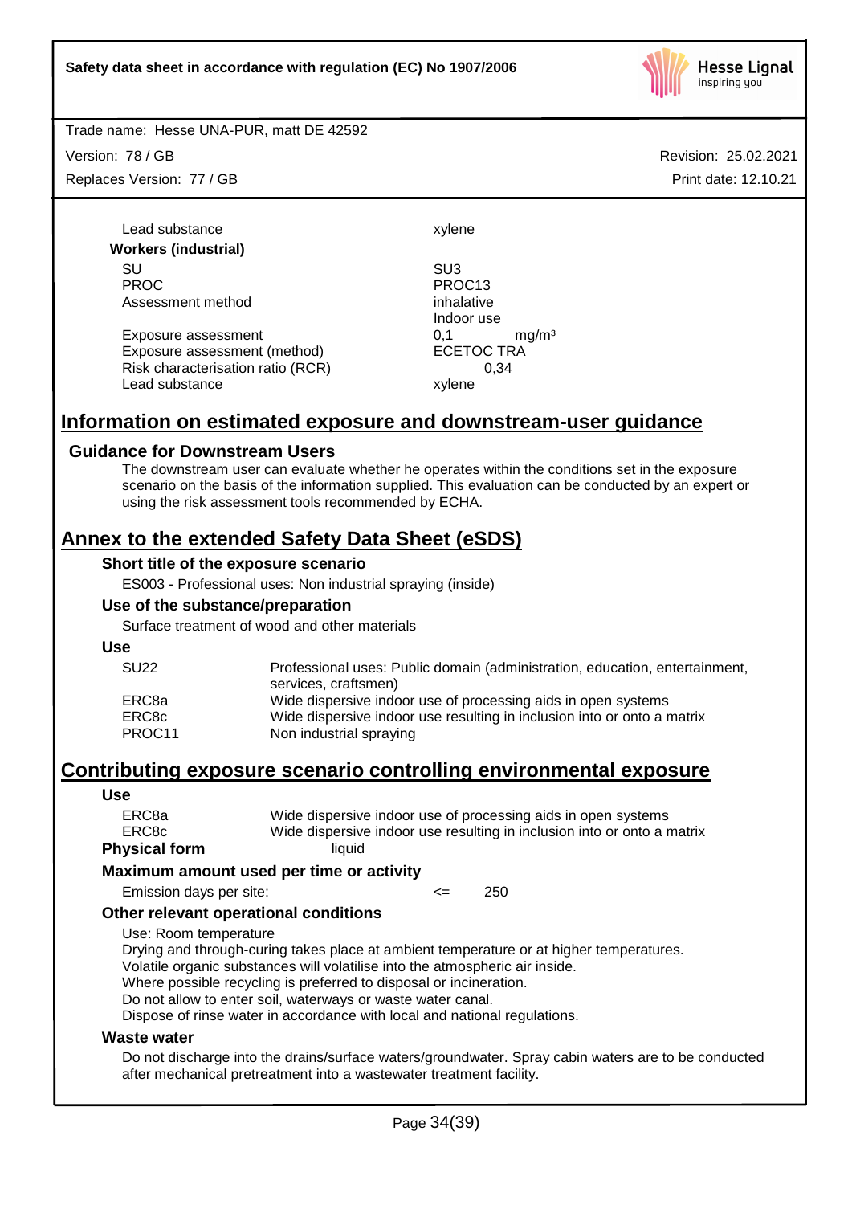| | |
|---|---|
| Lead substance | xylene |

**Workers (industrial)**

| | |
|---|---|
| SU | SU3 |
| PROC | PROC13 |
| Assessment method | inhalative<br>Indoor use |
| Exposure assessment | 0,1 mg/m³ |
| Exposure assessment (method) | ECETOC TRA |
| Risk characterisation ratio (RCR) | 0,34 |
| Lead substance | xylene |

## Information on estimated exposure and downstream-user guidance

### Guidance for Downstream Users

The downstream user can evaluate whether he operates within the conditions set in the exposure scenario on the basis of the information supplied. This evaluation can be conducted by an expert or using the risk assessment tools recommended by ECHA.

## Annex to the extended Safety Data Sheet (eSDS)

### Short title of the exposure scenario

ES003 - Professional uses: Non industrial spraying (inside)

### Use of the substance/preparation

Surface treatment of wood and other materials

### Use

| | |
|---|---|
| SU22 | Professional uses: Public domain (administration, education, entertainment, services, craftsmen) |
| ERC8a | Wide dispersive indoor use of processing aids in open systems |
| ERC8c | Wide dispersive indoor use resulting in inclusion into or onto a matrix |
| PROC11 | Non industrial spraying |

## Contributing exposure scenario controlling environmental exposure

### Use

| | |
|---|---|
| ERC8a | Wide dispersive indoor use of processing aids in open systems |
| ERC8c | Wide dispersive indoor use resulting in inclusion into or onto a matrix |

**Physical form** liquid

### Maximum amount used per time or activity

Emission days per site: <= 250

### Other relevant operational conditions

Use: Room temperature
Drying and through-curing takes place at ambient temperature or at higher temperatures.
Volatile organic substances will volatilise into the atmospheric air inside.
Where possible recycling is preferred to disposal or incineration.
Do not allow to enter soil, waterways or waste water canal.
Dispose of rinse water in accordance with local and national regulations.

### Waste water

Do not discharge into the drains/surface waters/groundwater. Spray cabin waters are to be conducted after mechanical pretreatment into a wastewater treatment facility.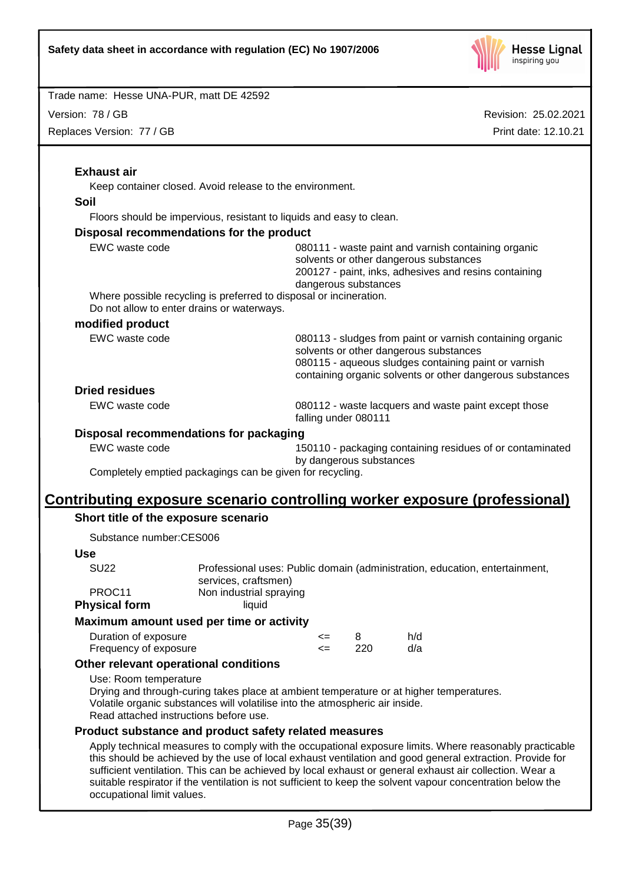### Exhaust air

Keep container closed. Avoid release to the environment.

### Soil

Floors should be impervious, resistant to liquids and easy to clean.

### Disposal recommendations for the product

| | |
|---|---|
| EWC waste code | 080111 - waste paint and varnish containing organic solvents or other dangerous substances<br>200127 - paint, inks, adhesives and resins containing dangerous substances |

Where possible recycling is preferred to disposal or incineration.
Do not allow to enter drains or waterways.

### modified product

| | |
|---|---|
| EWC waste code | 080113 - sludges from paint or varnish containing organic solvents or other dangerous substances<br>080115 - aqueous sludges containing paint or varnish containing organic solvents or other dangerous substances |

### Dried residues

| | |
|---|---|
| EWC waste code | 080112 - waste lacquers and waste paint except those falling under 080111 |

### Disposal recommendations for packaging

| | |
|---|---|
| EWC waste code | 150110 - packaging containing residues of or contaminated by dangerous substances |

Completely emptied packagings can be given for recycling.

## Contributing exposure scenario controlling worker exposure (professional)

### Short title of the exposure scenario

Substance number:CES006

### Use

| | |
|---|---|
| SU22 | Professional uses: Public domain (administration, education, entertainment, services, craftsmen) |
| PROC11 | Non industrial spraying |

**Physical form** liquid

### Maximum amount used per time or activity

| | | | |
|---|---|---|---|
| Duration of exposure | <= | 8 | h/d |
| Frequency of exposure | <= | 220 | d/a |

### Other relevant operational conditions

Use: Room temperature
Drying and through-curing takes place at ambient temperature or at higher temperatures.
Volatile organic substances will volatilise into the atmospheric air inside.
Read attached instructions before use.

### Product substance and product safety related measures

Apply technical measures to comply with the occupational exposure limits. Where reasonably practicable this should be achieved by the use of local exhaust ventilation and good general extraction. Provide for sufficient ventilation. This can be achieved by local exhaust or general exhaust air collection. Wear a suitable respirator if the ventilation is not sufficient to keep the solvent vapour concentration below the occupational limit values.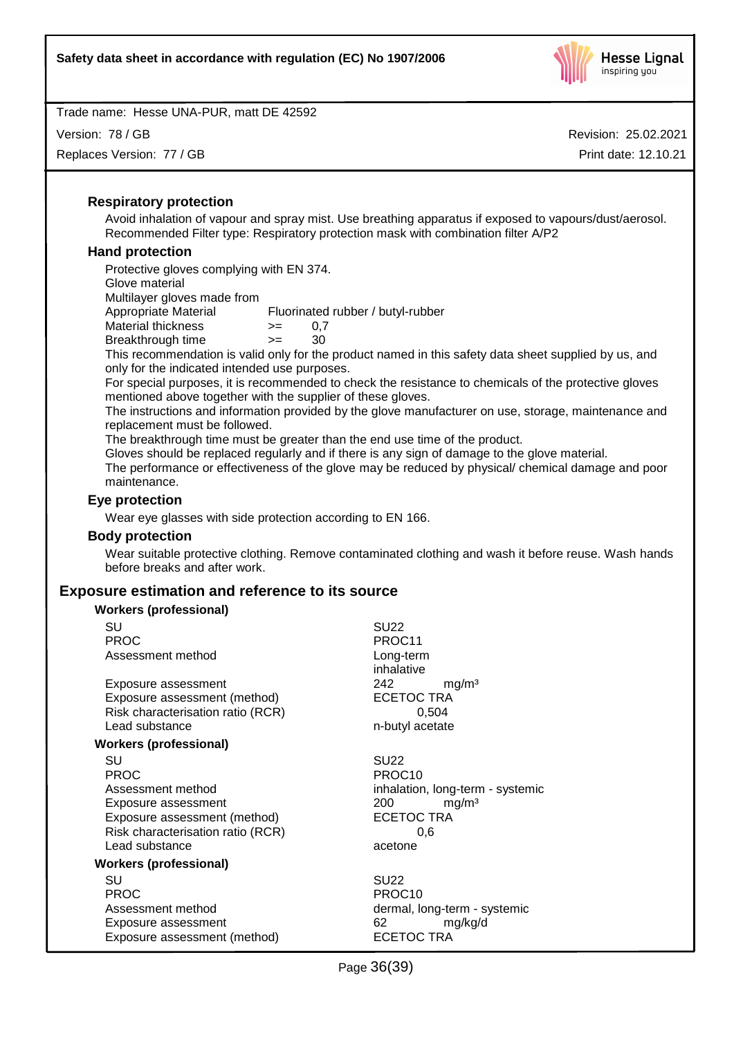### Respiratory protection

Avoid inhalation of vapour and spray mist. Use breathing apparatus if exposed to vapours/dust/aerosol. Recommended Filter type: Respiratory protection mask with combination filter A/P2

### Hand protection

Protective gloves complying with EN 374.
Glove material
Multilayer gloves made from

| | | |
|---|---|---|
| Appropriate Material | Fluorinated rubber / butyl-rubber | |
| Material thickness | >= | 0,7 |
| Breakthrough time | >= | 30 |

This recommendation is valid only for the product named in this safety data sheet supplied by us, and only for the indicated intended use purposes.
For special purposes, it is recommended to check the resistance to chemicals of the protective gloves mentioned above together with the supplier of these gloves.
The instructions and information provided by the glove manufacturer on use, storage, maintenance and replacement must be followed.
The breakthrough time must be greater than the end use time of the product.
Gloves should be replaced regularly and if there is any sign of damage to the glove material.
The performance or effectiveness of the glove may be reduced by physical/ chemical damage and poor maintenance.

### Eye protection

Wear eye glasses with side protection according to EN 166.

### Body protection

Wear suitable protective clothing. Remove contaminated clothing and wash it before reuse. Wash hands before breaks and after work.

## Exposure estimation and reference to its source

**Workers (professional)**

| | |
|---|---|
| SU | SU22 |
| PROC | PROC11 |
| Assessment method | Long-term inhalative |
| Exposure assessment | 242 mg/m³ |
| Exposure assessment (method) | ECETOC TRA |
| Risk characterisation ratio (RCR) | 0,504 |
| Lead substance | n-butyl acetate |

**Workers (professional)**

| | |
|---|---|
| SU | SU22 |
| PROC | PROC10 |
| Assessment method | inhalation, long-term - systemic |
| Exposure assessment | 200 mg/m³ |
| Exposure assessment (method) | ECETOC TRA |
| Risk characterisation ratio (RCR) | 0,6 |
| Lead substance | acetone |

**Workers (professional)**

| | |
|---|---|
| SU | SU22 |
| PROC | PROC10 |
| Assessment method | dermal, long-term - systemic |
| Exposure assessment | 62 mg/kg/d |
| Exposure assessment (method) | ECETOC TRA |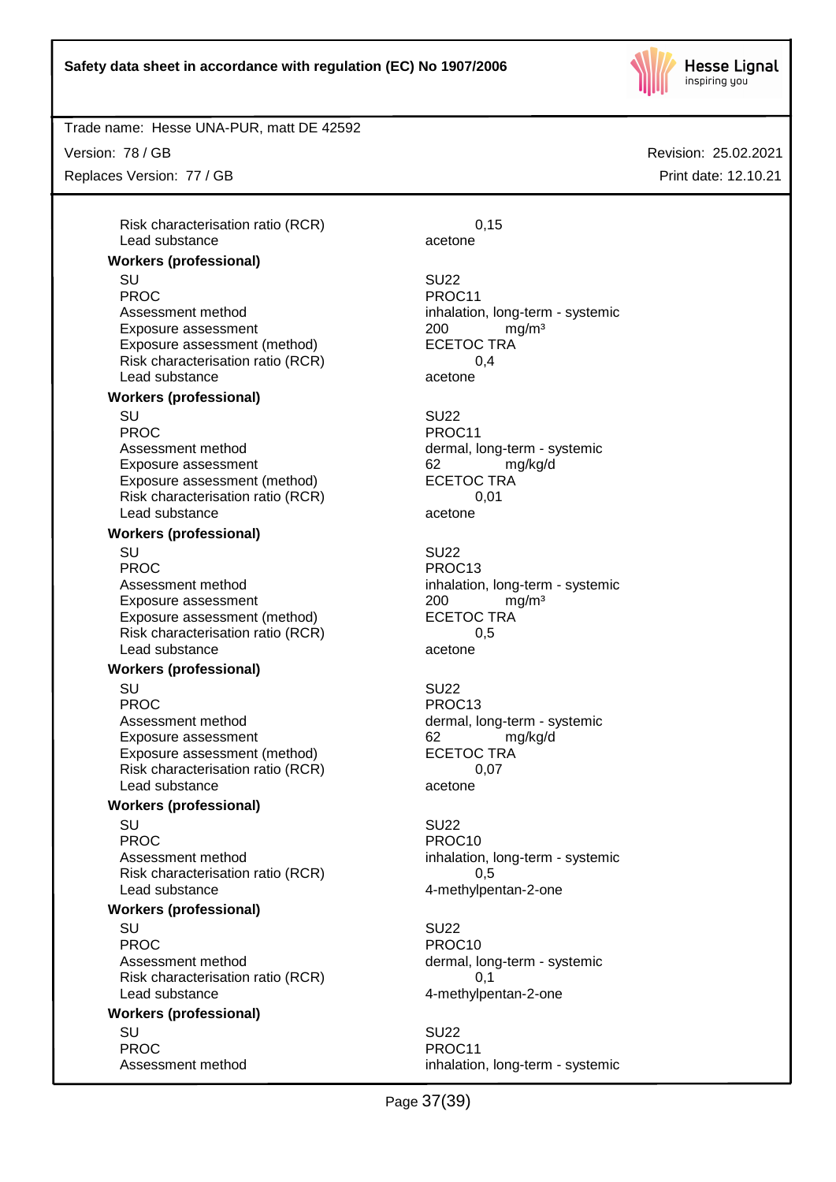| | |
|---|---|
| Risk characterisation ratio (RCR) | 0,15 |
| Lead substance | acetone |

**Workers (professional)**

| | |
|---|---|
| SU | SU22 |
| PROC | PROC11 |
| Assessment method | inhalation, long-term - systemic |
| Exposure assessment | 200 mg/m³ |
| Exposure assessment (method) | ECETOC TRA |
| Risk characterisation ratio (RCR) | 0,4 |
| Lead substance | acetone |

**Workers (professional)**

| | |
|---|---|
| SU | SU22 |
| PROC | PROC11 |
| Assessment method | dermal, long-term - systemic |
| Exposure assessment | 62 mg/kg/d |
| Exposure assessment (method) | ECETOC TRA |
| Risk characterisation ratio (RCR) | 0,01 |
| Lead substance | acetone |

**Workers (professional)**

| | |
|---|---|
| SU | SU22 |
| PROC | PROC13 |
| Assessment method | inhalation, long-term - systemic |
| Exposure assessment | 200 mg/m³ |
| Exposure assessment (method) | ECETOC TRA |
| Risk characterisation ratio (RCR) | 0,5 |
| Lead substance | acetone |

**Workers (professional)**

| | |
|---|---|
| SU | SU22 |
| PROC | PROC13 |
| Assessment method | dermal, long-term - systemic |
| Exposure assessment | 62 mg/kg/d |
| Exposure assessment (method) | ECETOC TRA |
| Risk characterisation ratio (RCR) | 0,07 |
| Lead substance | acetone |

**Workers (professional)**

| | |
|---|---|
| SU | SU22 |
| PROC | PROC10 |
| Assessment method | inhalation, long-term - systemic |
| Risk characterisation ratio (RCR) | 0,5 |
| Lead substance | 4-methylpentan-2-one |

**Workers (professional)**

| | |
|---|---|
| SU | SU22 |
| PROC | PROC10 |
| Assessment method | dermal, long-term - systemic |
| Risk characterisation ratio (RCR) | 0,1 |
| Lead substance | 4-methylpentan-2-one |

**Workers (professional)**

| | |
|---|---|
| SU | SU22 |
| PROC | PROC11 |
| Assessment method | inhalation, long-term - systemic |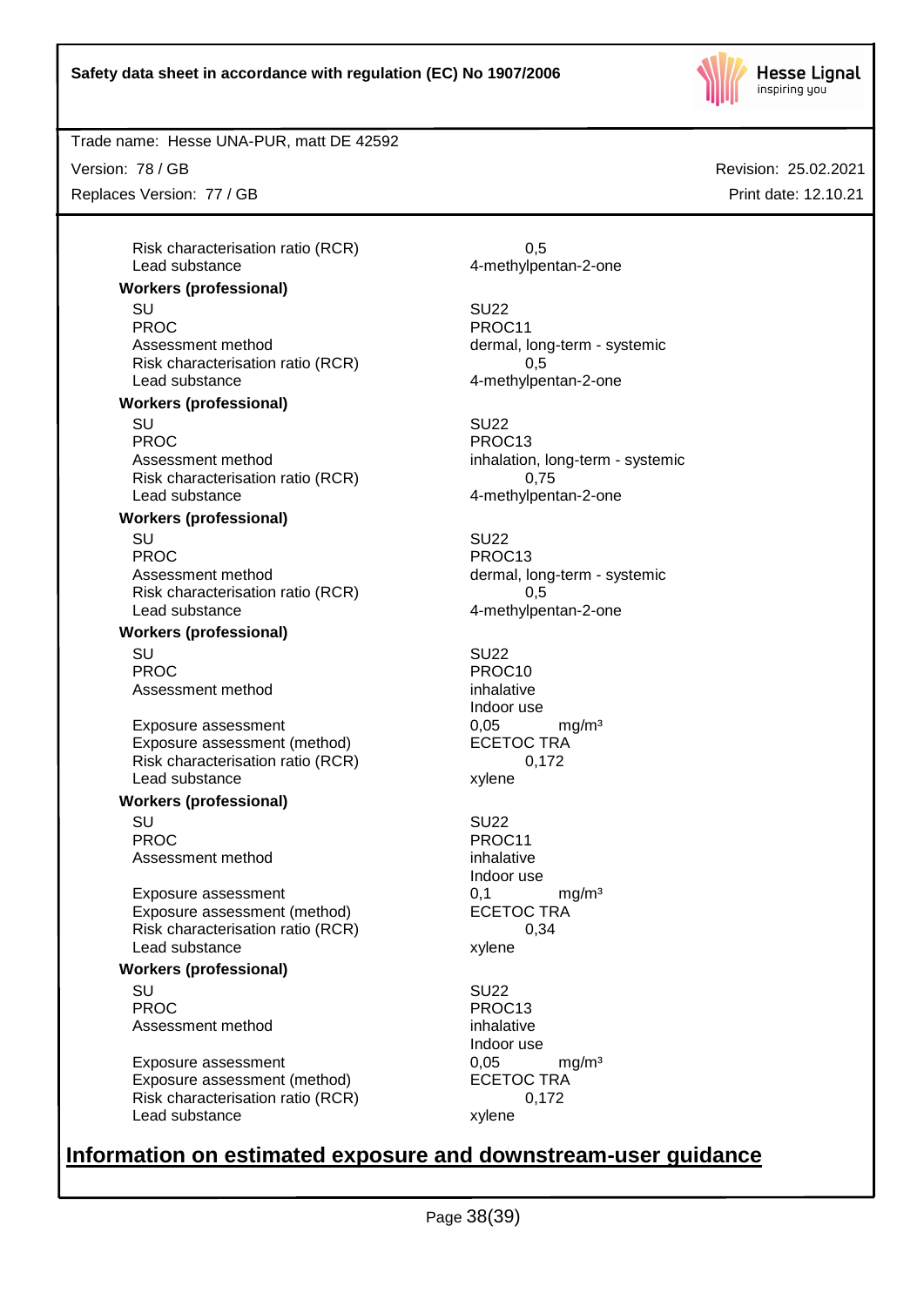| | |
|---|---|
| Risk characterisation ratio (RCR) | 0,5 |
| Lead substance | 4-methylpentan-2-one |

**Workers (professional)**

| | |
|---|---|
| SU | SU22 |
| PROC | PROC11 |
| Assessment method | dermal, long-term - systemic |
| Risk characterisation ratio (RCR) | 0,5 |
| Lead substance | 4-methylpentan-2-one |

**Workers (professional)**

| | |
|---|---|
| SU | SU22 |
| PROC | PROC13 |
| Assessment method | inhalation, long-term - systemic |
| Risk characterisation ratio (RCR) | 0,75 |
| Lead substance | 4-methylpentan-2-one |

**Workers (professional)**

| | |
|---|---|
| SU | SU22 |
| PROC | PROC13 |
| Assessment method | dermal, long-term - systemic |
| Risk characterisation ratio (RCR) | 0,5 |
| Lead substance | 4-methylpentan-2-one |

**Workers (professional)**

| | |
|---|---|
| SU | SU22 |
| PROC | PROC10 |
| Assessment method | inhalative<br>Indoor use |
| Exposure assessment | 0,05 mg/m³ |
| Exposure assessment (method) | ECETOC TRA |
| Risk characterisation ratio (RCR) | 0,172 |
| Lead substance | xylene |

**Workers (professional)**

| | |
|---|---|
| SU | SU22 |
| PROC | PROC11 |
| Assessment method | inhalative<br>Indoor use |
| Exposure assessment | 0,1 mg/m³ |
| Exposure assessment (method) | ECETOC TRA |
| Risk characterisation ratio (RCR) | 0,34 |
| Lead substance | xylene |

**Workers (professional)**

| | |
|---|---|
| SU | SU22 |
| PROC | PROC13 |
| Assessment method | inhalative<br>Indoor use |
| Exposure assessment | 0,05 mg/m³ |
| Exposure assessment (method) | ECETOC TRA |
| Risk characterisation ratio (RCR) | 0,172 |
| Lead substance | xylene |

## Information on estimated exposure and downstream-user guidance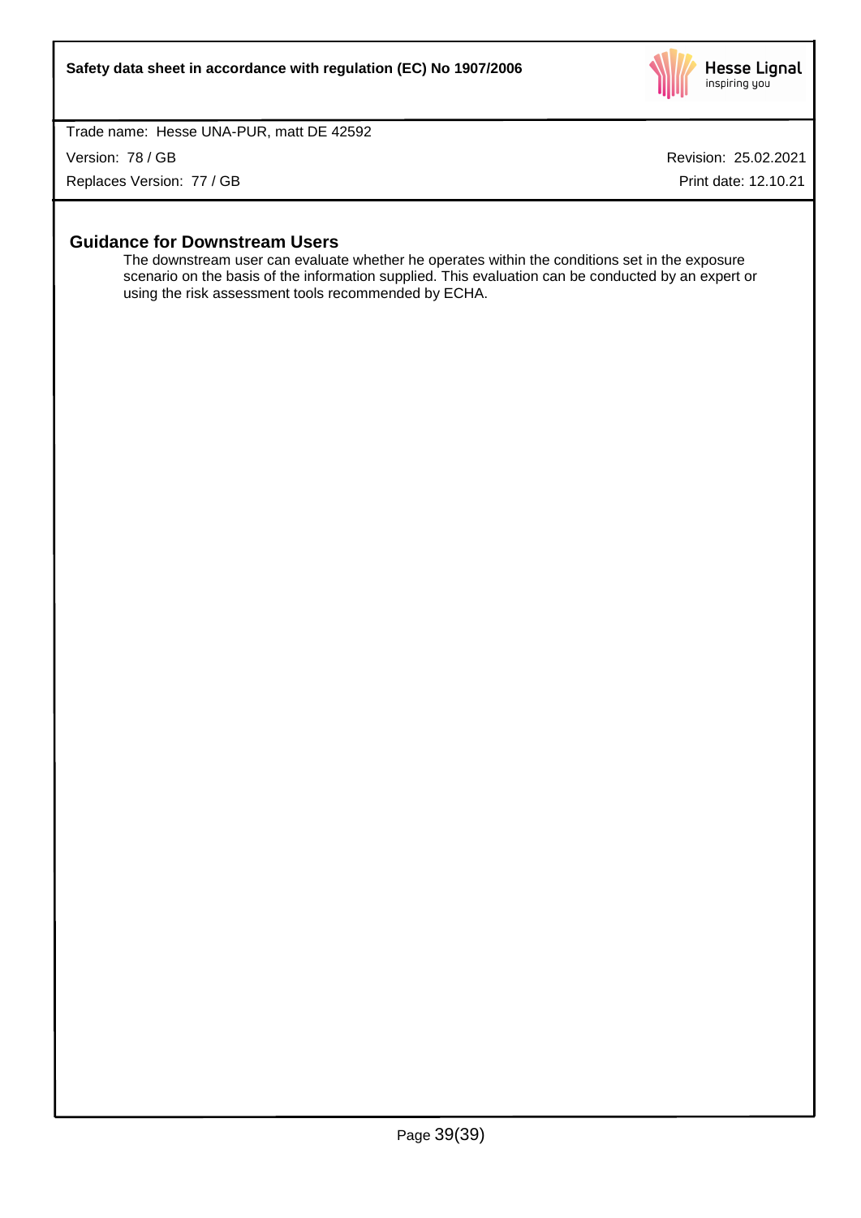## Guidance for Downstream Users

The downstream user can evaluate whether he operates within the conditions set in the exposure scenario on the basis of the information supplied. This evaluation can be conducted by an expert or using the risk assessment tools recommended by ECHA.